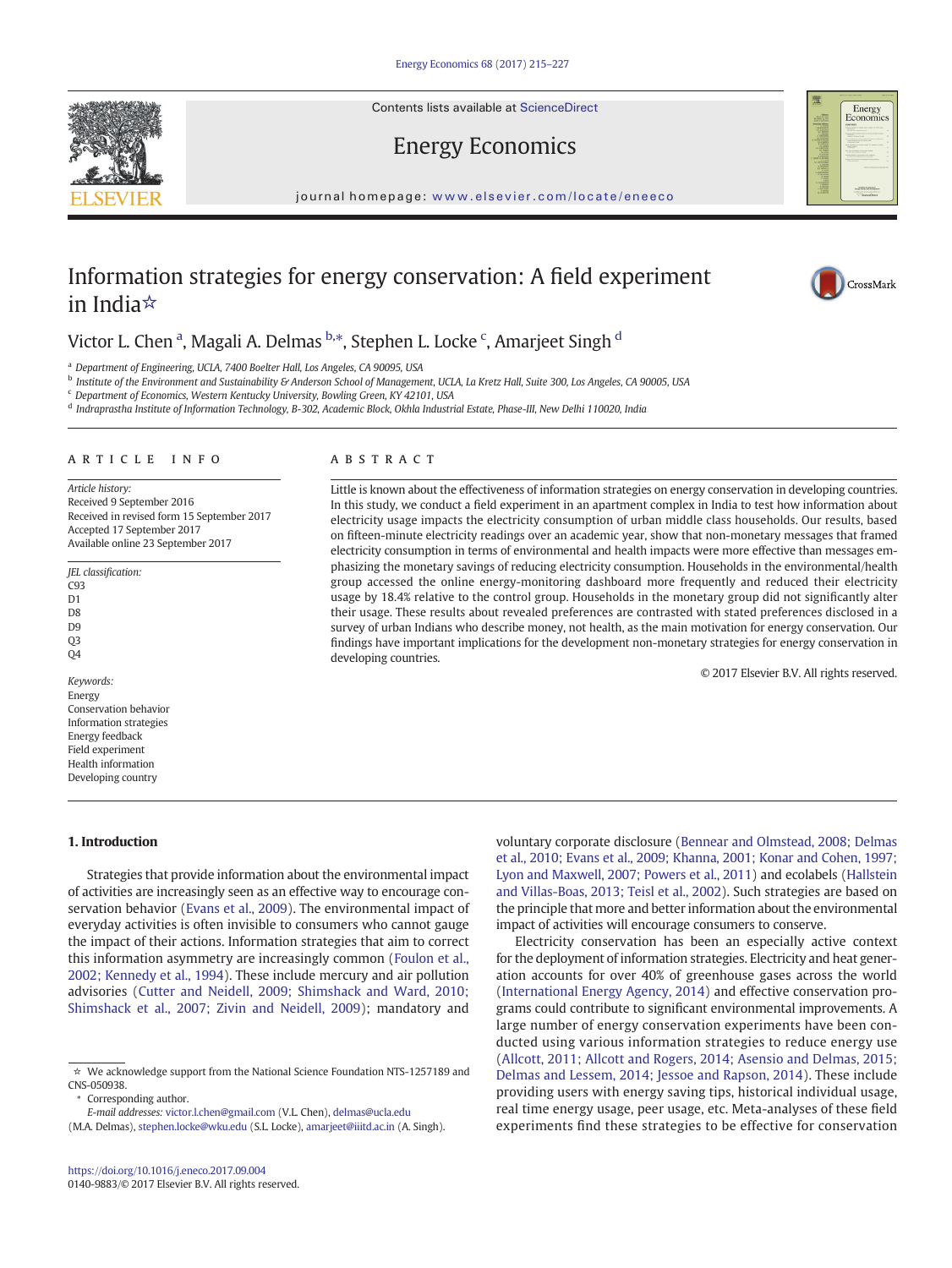# Information strategies for energy conservation: A field experiment in India☆

Victor L. Chen [a], Magali A. Delmas [b,*], Stephen L. Locke [c], Amarjeet Singh [d]

[a] Department of Engineering, UCLA, 7400 Boelter Hall, Los Angeles, CA 90095, USA
[b] Institute of the Environment and Sustainability & Anderson School of Management, UCLA, La Kretz Hall, Suite 300, Los Angeles, CA 90005, USA
[c] Department of Economics, Western Kentucky University, Bowling Green, KY 42101, USA
[d] Indraprastha Institute of Information Technology, B-302, Academic Block, Okhla Industrial Estate, Phase-III, New Delhi 110020, India

## ARTICLE INFO

*Article history:*
Received 9 September 2016
Received in revised form 15 September 2017
Accepted 17 September 2017
Available online 23 September 2017

*JEL classification:*
C93
D1
D8
D9
Q3
Q4

*Keywords:*
Energy
Conservation behavior
Information strategies
Energy feedback
Field experiment
Health information
Developing country

## ABSTRACT

Little is known about the effectiveness of information strategies on energy conservation in developing countries. In this study, we conduct a field experiment in an apartment complex in India to test how information about electricity usage impacts the electricity consumption of urban middle class households. Our results, based on fifteen-minute electricity readings over an academic year, show that non-monetary messages that framed electricity consumption in terms of environmental and health impacts were more effective than messages emphasizing the monetary savings of reducing electricity consumption. Households in the environmental/health group accessed the online energy-monitoring dashboard more frequently and reduced their electricity usage by 18.4% relative to the control group. Households in the monetary group did not significantly alter their usage. These results about revealed preferences are contrasted with stated preferences disclosed in a survey of urban Indians who describe money, not health, as the main motivation for energy conservation. Our findings have important implications for the development non-monetary strategies for energy conservation in developing countries.

© 2017 Elsevier B.V. All rights reserved.

## 1. Introduction

Strategies that provide information about the environmental impact of activities are increasingly seen as an effective way to encourage conservation behavior (Evans et al., 2009). The environmental impact of everyday activities is often invisible to consumers who cannot gauge the impact of their actions. Information strategies that aim to correct this information asymmetry are increasingly common (Foulon et al., 2002; Kennedy et al., 1994). These include mercury and air pollution advisories (Cutter and Neidell, 2009; Shimshack and Ward, 2010; Shimshack et al., 2007; Zivin and Neidell, 2009); mandatory and voluntary corporate disclosure (Bennear and Olmstead, 2008; Delmas et al., 2010; Evans et al., 2009; Khanna, 2001; Konar and Cohen, 1997; Lyon and Maxwell, 2007; Powers et al., 2011) and ecolabels (Hallstein and Villas-Boas, 2013; Teisl et al., 2002). Such strategies are based on the principle that more and better information about the environmental impact of activities will encourage consumers to conserve.

Electricity conservation has been an especially active context for the deployment of information strategies. Electricity and heat generation accounts for over 40% of greenhouse gases across the world (International Energy Agency, 2014) and effective conservation programs could contribute to significant environmental improvements. A large number of energy conservation experiments have been conducted using various information strategies to reduce energy use (Allcott, 2011; Allcott and Rogers, 2014; Asensio and Delmas, 2015; Delmas and Lessem, 2014; Jessoe and Rapson, 2014). These include providing users with energy saving tips, historical individual usage, real time energy usage, peer usage, etc. Meta-analyses of these field experiments find these strategies to be effective for conservation

☆ We acknowledge support from the National Science Foundation NTS-1257189 and CNS-050938.
\* Corresponding author.
E-mail addresses: victor.l.chen@gmail.com (V.L. Chen), delmas@ucla.edu (M.A. Delmas), stephen.locke@wku.edu (S.L. Locke), amarjeet@iiitd.ac.in (A. Singh).

https://doi.org/10.1016/j.eneco.2017.09.004
0140-9883/© 2017 Elsevier B.V. All rights reserved.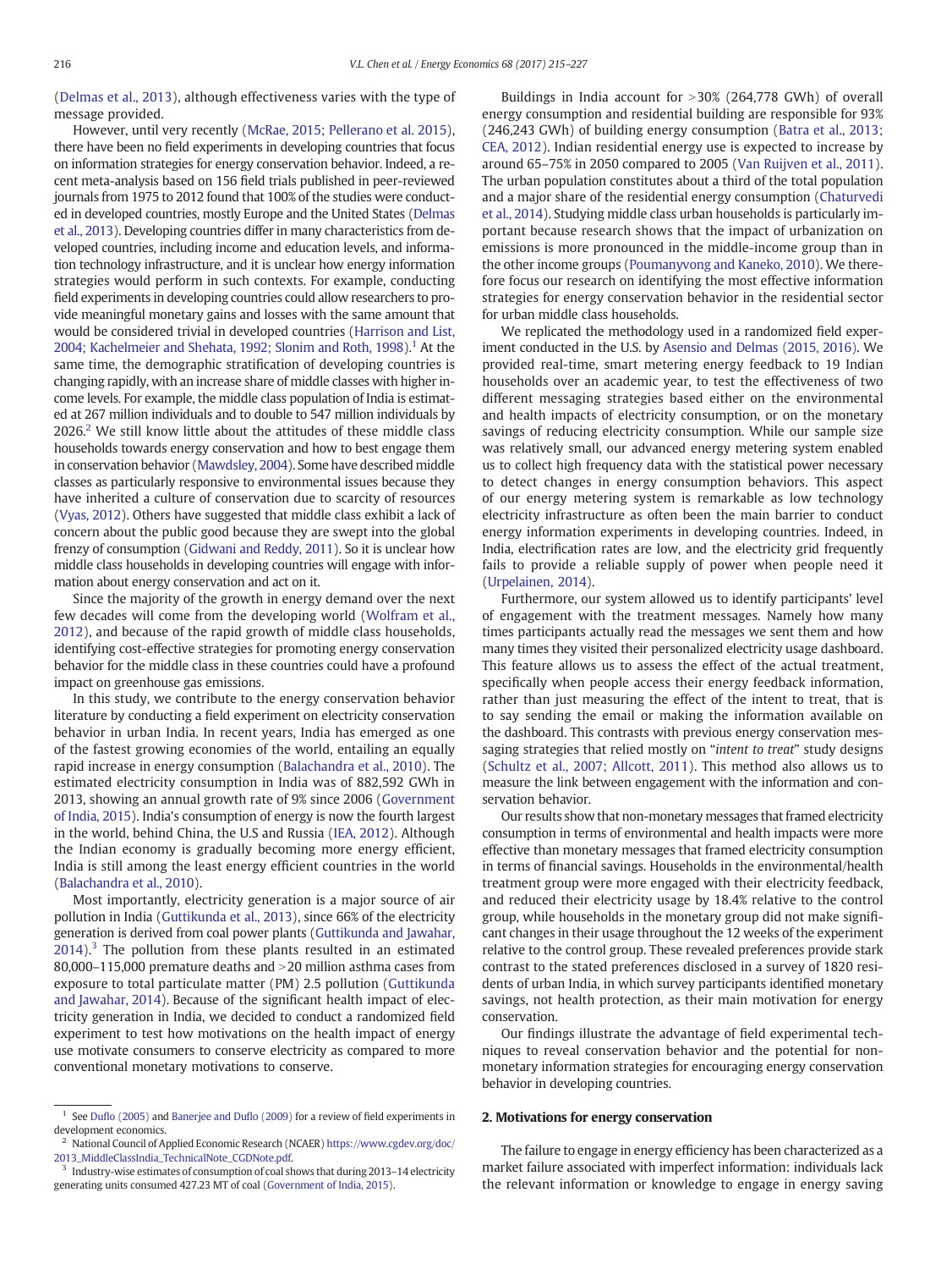(Delmas et al., 2013), although effectiveness varies with the type of message provided.

However, until very recently (McRae, 2015; Pellerano et al. 2015), there have been no field experiments in developing countries that focus on information strategies for energy conservation behavior. Indeed, a recent meta-analysis based on 156 field trials published in peer-reviewed journals from 1975 to 2012 found that 100% of the studies were conducted in developed countries, mostly Europe and the United States (Delmas et al., 2013). Developing countries differ in many characteristics from developed countries, including income and education levels, and information technology infrastructure, and it is unclear how energy information strategies would perform in such contexts. For example, conducting field experiments in developing countries could allow researchers to provide meaningful monetary gains and losses with the same amount that would be considered trivial in developed countries (Harrison and List, 2004; Kachelmeier and Shehata, 1992; Slonim and Roth, 1998).[1] At the same time, the demographic stratification of developing countries is changing rapidly, with an increase share of middle classes with higher income levels. For example, the middle class population of India is estimated at 267 million individuals and to double to 547 million individuals by 2026.[2] We still know little about the attitudes of these middle class households towards energy conservation and how to best engage them in conservation behavior (Mawdsley, 2004). Some have described middle classes as particularly responsive to environmental issues because they have inherited a culture of conservation due to scarcity of resources (Vyas, 2012). Others have suggested that middle class exhibit a lack of concern about the public good because they are swept into the global frenzy of consumption (Gidwani and Reddy, 2011). So it is unclear how middle class households in developing countries will engage with information about energy conservation and act on it.

Since the majority of the growth in energy demand over the next few decades will come from the developing world (Wolfram et al., 2012), and because of the rapid growth of middle class households, identifying cost-effective strategies for promoting energy conservation behavior for the middle class in these countries could have a profound impact on greenhouse gas emissions.

In this study, we contribute to the energy conservation behavior literature by conducting a field experiment on electricity conservation behavior in urban India. In recent years, India has emerged as one of the fastest growing economies of the world, entailing an equally rapid increase in energy consumption (Balachandra et al., 2010). The estimated electricity consumption in India was of 882,592 GWh in 2013, showing an annual growth rate of 9% since 2006 (Government of India, 2015). India's consumption of energy is now the fourth largest in the world, behind China, the U.S and Russia (IEA, 2012). Although the Indian economy is gradually becoming more energy efficient, India is still among the least energy efficient countries in the world (Balachandra et al., 2010).

Most importantly, electricity generation is a major source of air pollution in India (Guttikunda et al., 2013), since 66% of the electricity generation is derived from coal power plants (Guttikunda and Jawahar, 2014).[3] The pollution from these plants resulted in an estimated 80,000–115,000 premature deaths and >20 million asthma cases from exposure to total particulate matter (PM) 2.5 pollution (Guttikunda and Jawahar, 2014). Because of the significant health impact of electricity generation in India, we decided to conduct a randomized field experiment to test how motivations on the health impact of energy use motivate consumers to conserve electricity as compared to more conventional monetary motivations to conserve.

Buildings in India account for >30% (264,778 GWh) of overall energy consumption and residential building are responsible for 93% (246,243 GWh) of building energy consumption (Batra et al., 2013; CEA, 2012). Indian residential energy use is expected to increase by around 65–75% in 2050 compared to 2005 (Van Ruijven et al., 2011). The urban population constitutes about a third of the total population and a major share of the residential energy consumption (Chaturvedi et al., 2014). Studying middle class urban households is particularly important because research shows that the impact of urbanization on emissions is more pronounced in the middle-income group than in the other income groups (Poumanyvong and Kaneko, 2010). We therefore focus our research on identifying the most effective information strategies for energy conservation behavior in the residential sector for urban middle class households.

We replicated the methodology used in a randomized field experiment conducted in the U.S. by Asensio and Delmas (2015, 2016). We provided real-time, smart metering energy feedback to 19 Indian households over an academic year, to test the effectiveness of two different messaging strategies based either on the environmental and health impacts of electricity consumption, or on the monetary savings of reducing electricity consumption. While our sample size was relatively small, our advanced energy metering system enabled us to collect high frequency data with the statistical power necessary to detect changes in energy consumption behaviors. This aspect of our energy metering system is remarkable as low technology electricity infrastructure as often been the main barrier to conduct energy information experiments in developing countries. Indeed, in India, electrification rates are low, and the electricity grid frequently fails to provide a reliable supply of power when people need it (Urpelainen, 2014).

Furthermore, our system allowed us to identify participants' level of engagement with the treatment messages. Namely how many times participants actually read the messages we sent them and how many times they visited their personalized electricity usage dashboard. This feature allows us to assess the effect of the actual treatment, specifically when people access their energy feedback information, rather than just measuring the effect of the intent to treat, that is to say sending the email or making the information available on the dashboard. This contrasts with previous energy conservation messaging strategies that relied mostly on "*intent to treat*" study designs (Schultz et al., 2007; Allcott, 2011). This method also allows us to measure the link between engagement with the information and conservation behavior.

Our results show that non-monetary messages that framed electricity consumption in terms of environmental and health impacts were more effective than monetary messages that framed electricity consumption in terms of financial savings. Households in the environmental/health treatment group were more engaged with their electricity feedback, and reduced their electricity usage by 18.4% relative to the control group, while households in the monetary group did not make significant changes in their usage throughout the 12 weeks of the experiment relative to the control group. These revealed preferences provide stark contrast to the stated preferences disclosed in a survey of 1820 residents of urban India, in which survey participants identified monetary savings, not health protection, as their main motivation for energy conservation.

Our findings illustrate the advantage of field experimental techniques to reveal conservation behavior and the potential for non-monetary information strategies for encouraging energy conservation behavior in developing countries.

## 2. Motivations for energy conservation

The failure to engage in energy efficiency has been characterized as a market failure associated with imperfect information: individuals lack the relevant information or knowledge to engage in energy saving

[1] See Duflo (2005) and Banerjee and Duflo (2009) for a review of field experiments in development economics.

[2] National Council of Applied Economic Research (NCAER) https://www.cgdev.org/doc/2013_MiddleClassIndia_TechnicalNote_CGDNote.pdf.

[3] Industry-wise estimates of consumption of coal shows that during 2013–14 electricity generating units consumed 427.23 MT of coal (Government of India, 2015).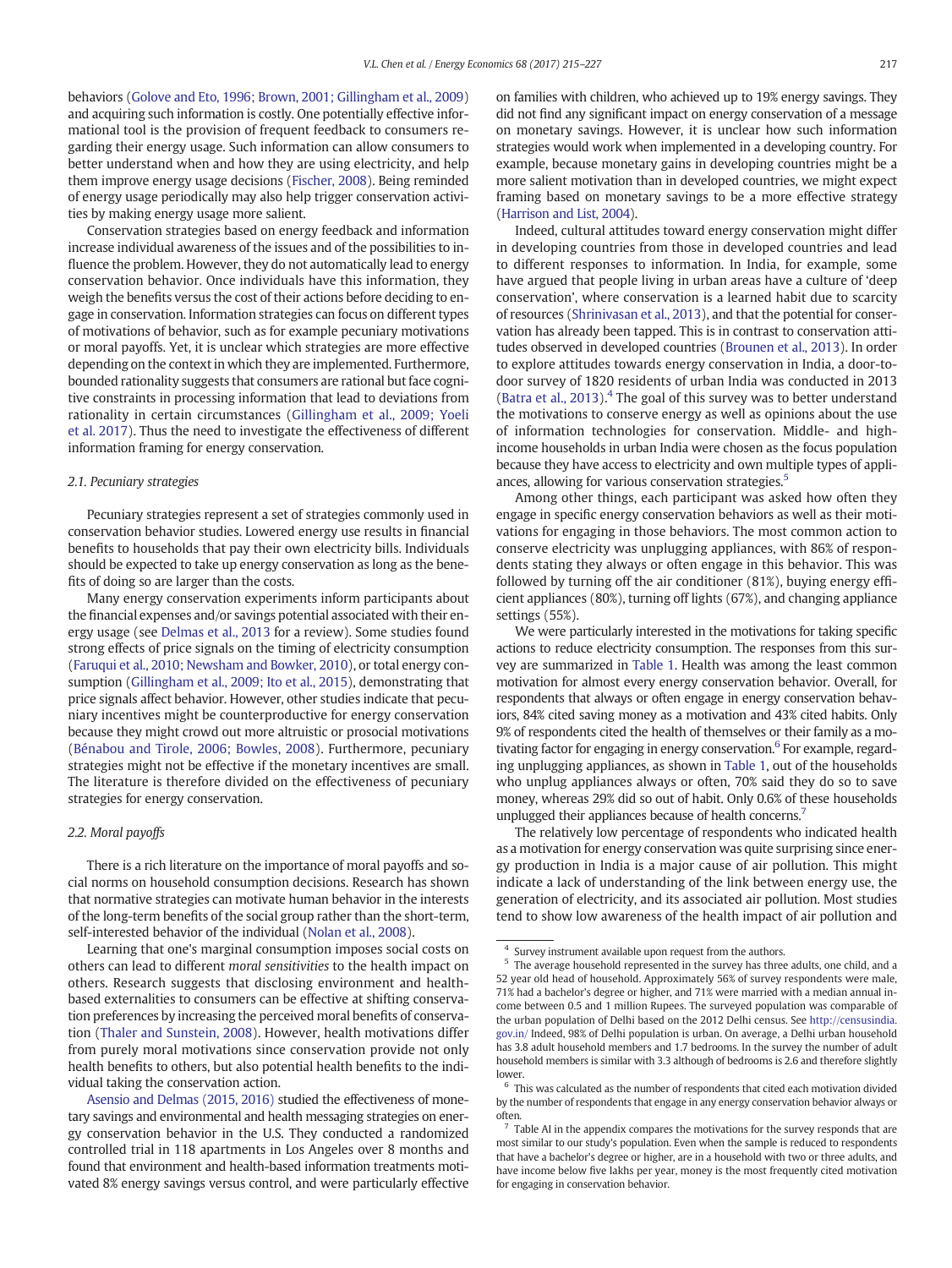behaviors (Golove and Eto, 1996; Brown, 2001; Gillingham et al., 2009) and acquiring such information is costly. One potentially effective informational tool is the provision of frequent feedback to consumers regarding their energy usage. Such information can allow consumers to better understand when and how they are using electricity, and help them improve energy usage decisions (Fischer, 2008). Being reminded of energy usage periodically may also help trigger conservation activities by making energy usage more salient.

Conservation strategies based on energy feedback and information increase individual awareness of the issues and of the possibilities to influence the problem. However, they do not automatically lead to energy conservation behavior. Once individuals have this information, they weigh the benefits versus the cost of their actions before deciding to engage in conservation. Information strategies can focus on different types of motivations of behavior, such as for example pecuniary motivations or moral payoffs. Yet, it is unclear which strategies are more effective depending on the context in which they are implemented. Furthermore, bounded rationality suggests that consumers are rational but face cognitive constraints in processing information that lead to deviations from rationality in certain circumstances (Gillingham et al., 2009; Yoeli et al. 2017). Thus the need to investigate the effectiveness of different information framing for energy conservation.

### 2.1. Pecuniary strategies

Pecuniary strategies represent a set of strategies commonly used in conservation behavior studies. Lowered energy use results in financial benefits to households that pay their own electricity bills. Individuals should be expected to take up energy conservation as long as the benefits of doing so are larger than the costs.

Many energy conservation experiments inform participants about the financial expenses and/or savings potential associated with their energy usage (see Delmas et al., 2013 for a review). Some studies found strong effects of price signals on the timing of electricity consumption (Faruqui et al., 2010; Newsham and Bowker, 2010), or total energy consumption (Gillingham et al., 2009; Ito et al., 2015), demonstrating that price signals affect behavior. However, other studies indicate that pecuniary incentives might be counterproductive for energy conservation because they might crowd out more altruistic or prosocial motivations (Bénabou and Tirole, 2006; Bowles, 2008). Furthermore, pecuniary strategies might not be effective if the monetary incentives are small. The literature is therefore divided on the effectiveness of pecuniary strategies for energy conservation.

### 2.2. Moral payoffs

There is a rich literature on the importance of moral payoffs and social norms on household consumption decisions. Research has shown that normative strategies can motivate human behavior in the interests of the long-term benefits of the social group rather than the short-term, self-interested behavior of the individual (Nolan et al., 2008).

Learning that one's marginal consumption imposes social costs on others can lead to different *moral sensitivities* to the health impact on others. Research suggests that disclosing environment and health-based externalities to consumers can be effective at shifting conservation preferences by increasing the perceived moral benefits of conservation (Thaler and Sunstein, 2008). However, health motivations differ from purely moral motivations since conservation provide not only health benefits to others, but also potential health benefits to the individual taking the conservation action.

Asensio and Delmas (2015, 2016) studied the effectiveness of monetary savings and environmental and health messaging strategies on energy conservation behavior in the U.S. They conducted a randomized controlled trial in 118 apartments in Los Angeles over 8 months and found that environment and health-based information treatments motivated 8% energy savings versus control, and were particularly effective on families with children, who achieved up to 19% energy savings. They did not find any significant impact on energy conservation of a message on monetary savings. However, it is unclear how such information strategies would work when implemented in a developing country. For example, because monetary gains in developing countries might be a more salient motivation than in developed countries, we might expect framing based on monetary savings to be a more effective strategy (Harrison and List, 2004).

Indeed, cultural attitudes toward energy conservation might differ in developing countries from those in developed countries and lead to different responses to information. In India, for example, some have argued that people living in urban areas have a culture of 'deep conservation', where conservation is a learned habit due to scarcity of resources (Shrinivasan et al., 2013), and that the potential for conservation has already been tapped. This is in contrast to conservation attitudes observed in developed countries (Brounen et al., 2013). In order to explore attitudes towards energy conservation in India, a door-to-door survey of 1820 residents of urban India was conducted in 2013 (Batra et al., 2013).[4] The goal of this survey was to better understand the motivations to conserve energy as well as opinions about the use of information technologies for conservation. Middle- and high-income households in urban India were chosen as the focus population because they have access to electricity and own multiple types of appliances, allowing for various conservation strategies.[5]

Among other things, each participant was asked how often they engage in specific energy conservation behaviors as well as their motivations for engaging in those behaviors. The most common action to conserve electricity was unplugging appliances, with 86% of respondents stating they always or often engage in this behavior. This was followed by turning off the air conditioner (81%), buying energy efficient appliances (80%), turning off lights (67%), and changing appliance settings (55%).

We were particularly interested in the motivations for taking specific actions to reduce electricity consumption. The responses from this survey are summarized in Table 1. Health was among the least common motivation for almost every energy conservation behavior. Overall, for respondents that always or often engage in energy conservation behaviors, 84% cited saving money as a motivation and 43% cited habits. Only 9% of respondents cited the health of themselves or their family as a motivating factor for engaging in energy conservation.[6] For example, regarding unplugging appliances, as shown in Table 1, out of the households who unplug appliances always or often, 70% said they do so to save money, whereas 29% did so out of habit. Only 0.6% of these households unplugged their appliances because of health concerns.[7]

The relatively low percentage of respondents who indicated health as a motivation for energy conservation was quite surprising since energy production in India is a major cause of air pollution. This might indicate a lack of understanding of the link between energy use, the generation of electricity, and its associated air pollution. Most studies tend to show low awareness of the health impact of air pollution and

---

[4] Survey instrument available upon request from the authors.

[5] The average household represented in the survey has three adults, one child, and a 52 year old head of household. Approximately 56% of survey respondents were male, 71% had a bachelor's degree or higher, and 71% were married with a median annual income between 0.5 and 1 million Rupees. The surveyed population was comparable of the urban population of Delhi based on the 2012 Delhi census. See http://censusindia.gov.in/ Indeed, 98% of Delhi population is urban. On average, a Delhi urban household has 3.8 adult household members and 1.7 bedrooms. In the survey the number of adult household members is similar with 3.3 although of bedrooms is 2.6 and therefore slightly lower.

[6] This was calculated as the number of respondents that cited each motivation divided by the number of respondents that engage in any energy conservation behavior always or often.

[7] Table AI in the appendix compares the motivations for the survey responds that are most similar to our study's population. Even when the sample is reduced to respondents that have a bachelor's degree or higher, are in a household with two or three adults, and have income below five lakhs per year, money is the most frequently cited motivation for engaging in conservation behavior.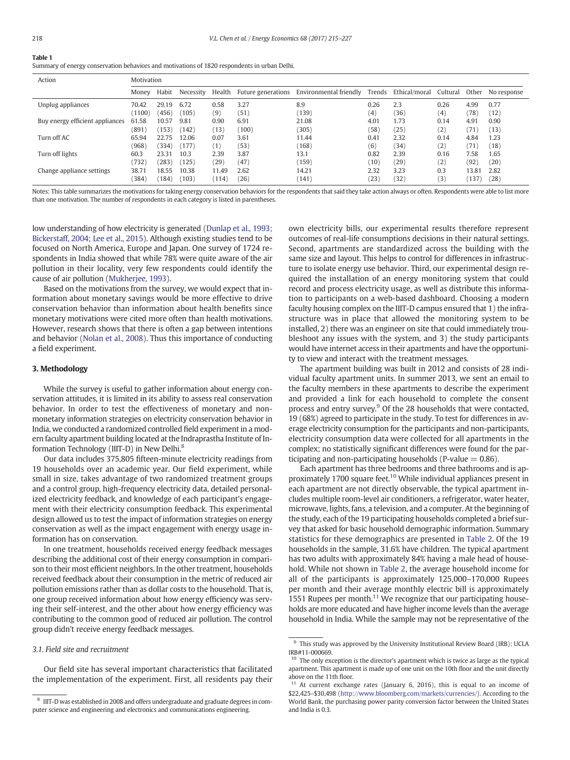**Table 1**
Summary of energy conservation behaviors and motivations of 1820 respondents in urban Delhi.

| Action | Motivation | | | | | | | | | | |
|---|---|---|---|---|---|---|---|---|---|---|---|
| | Money | Habit | Necessity | Health | Future generations | Environmental friendly | Trends | Ethical/moral | Cultural | Other | No response |
| Unplug appliances | 70.42 | 29.19 | 6.72 | 0.58 | 3.27 | 8.9 | 0.26 | 2.3 | 0.26 | 4.99 | 0.77 |
| | (1100) | (456) | (105) | (9) | (51) | (139) | (4) | (36) | (4) | (78) | (12) |
| Buy energy efficient appliances | 61.58 | 10.57 | 9.81 | 0.90 | 6.91 | 21.08 | 4.01 | 1.73 | 0.14 | 4.91 | 0.90 |
| | (891) | (153) | (142) | (13) | (100) | (305) | (58) | (25) | (2) | (71) | (13) |
| Turn off AC | 65.94 | 22.75 | 12.06 | 0.07 | 3.61 | 11.44 | 0.41 | 2.32 | 0.14 | 4.84 | 1.23 |
| | (968) | (334) | (177) | (1) | (53) | (168) | (6) | (34) | (2) | (71) | (18) |
| Turn off lights | 60.3 | 23.31 | 10.3 | 2.39 | 3.87 | 13.1 | 0.82 | 2.39 | 0.16 | 7.58 | 1.65 |
| | (732) | (283) | (125) | (29) | (47) | (159) | (10) | (29) | (2) | (92) | (20) |
| Change appliance settings | 38.71 | 18.55 | 10.38 | 11.49 | 2.62 | 14.21 | 2.32 | 3.23 | 0.3 | 13.81 | 2.82 |
| | (384) | (184) | (103) | (114) | (26) | (141) | (23) | (32) | (3) | (137) | (28) |

Notes: This table summarizes the motivations for taking energy conservation behaviors for the respondents that said they take action always or often. Respondents were able to list more than one motivation. The number of respondents in each category is listed in parentheses.

low understanding of how electricity is generated (Dunlap et al., 1993; Bickerstaff, 2004; Lee et al., 2015). Although existing studies tend to be focused on North America, Europe and Japan. One survey of 1724 respondents in India showed that while 78% were quite aware of the air pollution in their locality, very few respondents could identify the cause of air pollution (Mukherjee, 1993).

Based on the motivations from the survey, we would expect that information about monetary savings would be more effective to drive conservation behavior than information about health benefits since monetary motivations were cited more often than health motivations. However, research shows that there is often a gap between intentions and behavior (Nolan et al., 2008). Thus this importance of conducting a field experiment.

## 3. Methodology

While the survey is useful to gather information about energy conservation attitudes, it is limited in its ability to assess real conservation behavior. In order to test the effectiveness of monetary and non-monetary information strategies on electricity conservation behavior in India, we conducted a randomized controlled field experiment in a modern faculty apartment building located at the Indraprastha Institute of Information Technology (IIIT-D) in New Delhi.[8]

Our data includes 375,805 fifteen-minute electricity readings from 19 households over an academic year. Our field experiment, while small in size, takes advantage of two randomized treatment groups and a control group, high-frequency electricity data, detailed personalized electricity feedback, and knowledge of each participant's engagement with their electricity consumption feedback. This experimental design allowed us to test the impact of information strategies on energy conservation as well as the impact engagement with energy usage information has on conservation.

In one treatment, households received energy feedback messages describing the additional cost of their energy consumption in comparison to their most efficient neighbors. In the other treatment, households received feedback about their consumption in the metric of reduced air pollution emissions rather than as dollar costs to the household. That is, one group received information about how energy efficiency was serving their self-interest, and the other about how energy efficiency was contributing to the common good of reduced air pollution. The control group didn't receive energy feedback messages.

### 3.1. Field site and recruitment

Our field site has several important characteristics that facilitated the implementation of the experiment. First, all residents pay their own electricity bills, our experimental results therefore represent outcomes of real-life consumptions decisions in their natural settings. Second, apartments are standardized across the building with the same size and layout. This helps to control for differences in infrastructure to isolate energy use behavior. Third, our experimental design required the installation of an energy monitoring system that could record and process electricity usage, as well as distribute this information to participants on a web-based dashboard. Choosing a modern faculty housing complex on the IIIT-D campus ensured that 1) the infrastructure was in place that allowed the monitoring system to be installed, 2) there was an engineer on site that could immediately troubleshoot any issues with the system, and 3) the study participants would have internet access in their apartments and have the opportunity to view and interact with the treatment messages.

The apartment building was built in 2012 and consists of 28 individual faculty apartment units. In summer 2013, we sent an email to the faculty members in these apartments to describe the experiment and provided a link for each household to complete the consent process and entry survey.[9] Of the 28 households that were contacted, 19 (68%) agreed to participate in the study. To test for differences in average electricity consumption for the participants and non-participants, electricity consumption data were collected for all apartments in the complex; no statistically significant differences were found for the participating and non-participating households (P-value = 0.86).

Each apartment has three bedrooms and three bathrooms and is approximately 1700 square feet.[10] While individual appliances present in each apartment are not directly observable, the typical apartment includes multiple room-level air conditioners, a refrigerator, water heater, microwave, lights, fans, a television, and a computer. At the beginning of the study, each of the 19 participating households completed a brief survey that asked for basic household demographic information. Summary statistics for these demographics are presented in Table 2. Of the 19 households in the sample, 31.6% have children. The typical apartment has two adults with approximately 84% having a male head of household. While not shown in Table 2, the average household income for all of the participants is approximately 125,000–170,000 Rupees per month and their average monthly electric bill is approximately 1551 Rupees per month.[11] We recognize that our participating households are more educated and have higher income levels than the average household in India. While the sample may not be representative of the

[8] IIIT-D was established in 2008 and offers undergraduate and graduate degrees in computer science and engineering and electronics and communications engineering.

[9] This study was approved by the University Institutional Review Board (IRB): UCLA IRB#11-000669.

[10] The only exception is the director's apartment which is twice as large as the typical apartment. This apartment is made up of one unit on the 10th floor and the unit directly above on the 11th floor.

[11] At current exchange rates (January 6, 2016), this is equal to an income of $22,425–$30,498 (http://www.bloomberg.com/markets/currencies/). According to the World Bank, the purchasing power parity conversion factor between the United States and India is 0.3.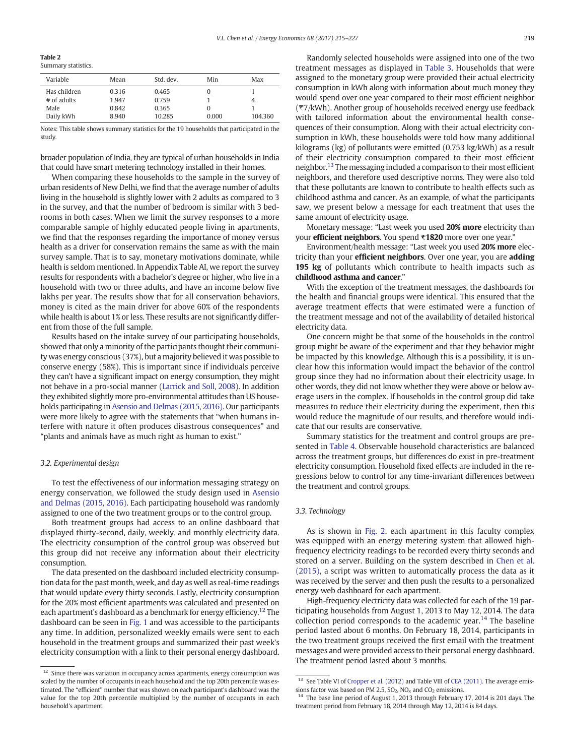**Table 2**
Summary statistics.

| Variable | Mean | Std. dev. | Min | Max |
|---|---|---|---|---|
| Has children | 0.316 | 0.465 | 0 | 1 |
| # of adults | 1.947 | 0.759 | 1 | 4 |
| Male | 0.842 | 0.365 | 0 | 1 |
| Daily kWh | 8.940 | 10.285 | 0.000 | 104.360 |

Notes: This table shows summary statistics for the 19 households that participated in the study.

broader population of India, they are typical of urban households in India that could have smart metering technology installed in their homes.

When comparing these households to the sample in the survey of urban residents of New Delhi, we find that the average number of adults living in the household is slightly lower with 2 adults as compared to 3 in the survey, and that the number of bedroom is similar with 3 bedrooms in both cases. When we limit the survey responses to a more comparable sample of highly educated people living in apartments, we find that the responses regarding the importance of money versus health as a driver for conservation remains the same as with the main survey sample. That is to say, monetary motivations dominate, while health is seldom mentioned. In Appendix Table AI, we report the survey results for respondents with a bachelor's degree or higher, who live in a household with two or three adults, and have an income below five lakhs per year. The results show that for all conservation behaviors, money is cited as the main driver for above 60% of the respondents while health is about 1% or less. These results are not significantly different from those of the full sample.

Results based on the intake survey of our participating households, showed that only a minority of the participants thought their community was energy conscious (37%), but a majority believed it was possible to conserve energy (58%). This is important since if individuals perceive they can't have a significant impact on energy consumption, they might not behave in a pro-social manner (Larrick and Soll, 2008). In addition they exhibited slightly more pro-environmental attitudes than US households participating in Asensio and Delmas (2015, 2016). Our participants were more likely to agree with the statements that "when humans interfere with nature it often produces disastrous consequences" and "plants and animals have as much right as human to exist."

### 3.2. Experimental design

To test the effectiveness of our information messaging strategy on energy conservation, we followed the study design used in Asensio and Delmas (2015, 2016). Each participating household was randomly assigned to one of the two treatment groups or to the control group.

Both treatment groups had access to an online dashboard that displayed thirty-second, daily, weekly, and monthly electricity data. The electricity consumption of the control group was observed but this group did not receive any information about their electricity consumption.

The data presented on the dashboard included electricity consumption data for the past month, week, and day as well as real-time readings that would update every thirty seconds. Lastly, electricity consumption for the 20% most efficient apartments was calculated and presented on each apartment's dashboard as a benchmark for energy efficiency.[12] The dashboard can be seen in Fig. 1 and was accessible to the participants any time. In addition, personalized weekly emails were sent to each household in the treatment groups and summarized their past week's electricity consumption with a link to their personal energy dashboard.

Randomly selected households were assigned into one of the two treatment messages as displayed in Table 3. Households that were assigned to the monetary group were provided their actual electricity consumption in kWh along with information about much money they would spend over one year compared to their most efficient neighbor (₹7/kWh). Another group of households received energy use feedback with tailored information about the environmental health consequences of their consumption. Along with their actual electricity consumption in kWh, these households were told how many additional kilograms (kg) of pollutants were emitted (0.753 kg/kWh) as a result of their electricity consumption compared to their most efficient neighbor.[13] The messaging included a comparison to their most efficient neighbors, and therefore used descriptive norms. They were also told that these pollutants are known to contribute to health effects such as childhood asthma and cancer. As an example, of what the participants saw, we present below a message for each treatment that uses the same amount of electricity usage.

Monetary message: "Last week you used **20% more** electricity than your **efficient neighbors**. You spend **₹1820** more over one year."

Environment/health message: "Last week you used **20% more** electricity than your **efficient neighbors**. Over one year, you are **adding 195 kg** of pollutants which contribute to health impacts such as **childhood asthma and cancer**."

With the exception of the treatment messages, the dashboards for the health and financial groups were identical. This ensured that the average treatment effects that were estimated were a function of the treatment message and not of the availability of detailed historical electricity data.

One concern might be that some of the households in the control group might be aware of the experiment and that they behavior might be impacted by this knowledge. Although this is a possibility, it is unclear how this information would impact the behavior of the control group since they had no information about their electricity usage. In other words, they did not know whether they were above or below average users in the complex. If households in the control group did take measures to reduce their electricity during the experiment, then this would reduce the magnitude of our results, and therefore would indicate that our results are conservative.

Summary statistics for the treatment and control groups are presented in Table 4. Observable household characteristics are balanced across the treatment groups, but differences do exist in pre-treatment electricity consumption. Household fixed effects are included in the regressions below to control for any time-invariant differences between the treatment and control groups.

### 3.3. Technology

As is shown in Fig. 2, each apartment in this faculty complex was equipped with an energy metering system that allowed high-frequency electricity readings to be recorded every thirty seconds and stored on a server. Building on the system described in Chen et al. (2015), a script was written to automatically process the data as it was received by the server and then push the results to a personalized energy web dashboard for each apartment.

High-frequency electricity data was collected for each of the 19 participating households from August 1, 2013 to May 12, 2014. The data collection period corresponds to the academic year.[14] The baseline period lasted about 6 months. On February 18, 2014, participants in the two treatment groups received the first email with the treatment messages and were provided access to their personal energy dashboard. The treatment period lasted about 3 months.

---

[12] Since there was variation in occupancy across apartments, energy consumption was scaled by the number of occupants in each household and the top 20th percentile was estimated. The "efficient" number that was shown on each participant's dashboard was the value for the top 20th percentile multiplied by the number of occupants in each household's apartment.

[13] See Table VI of Cropper et al. (2012) and Table VIII of CEA (2011). The average emissions factor was based on PM 2.5, $SO_2$, $NO_x$ and $CO_2$ emissions.

[14] The base line period of August 1, 2013 through February 17, 2014 is 201 days. The treatment period from February 18, 2014 through May 12, 2014 is 84 days.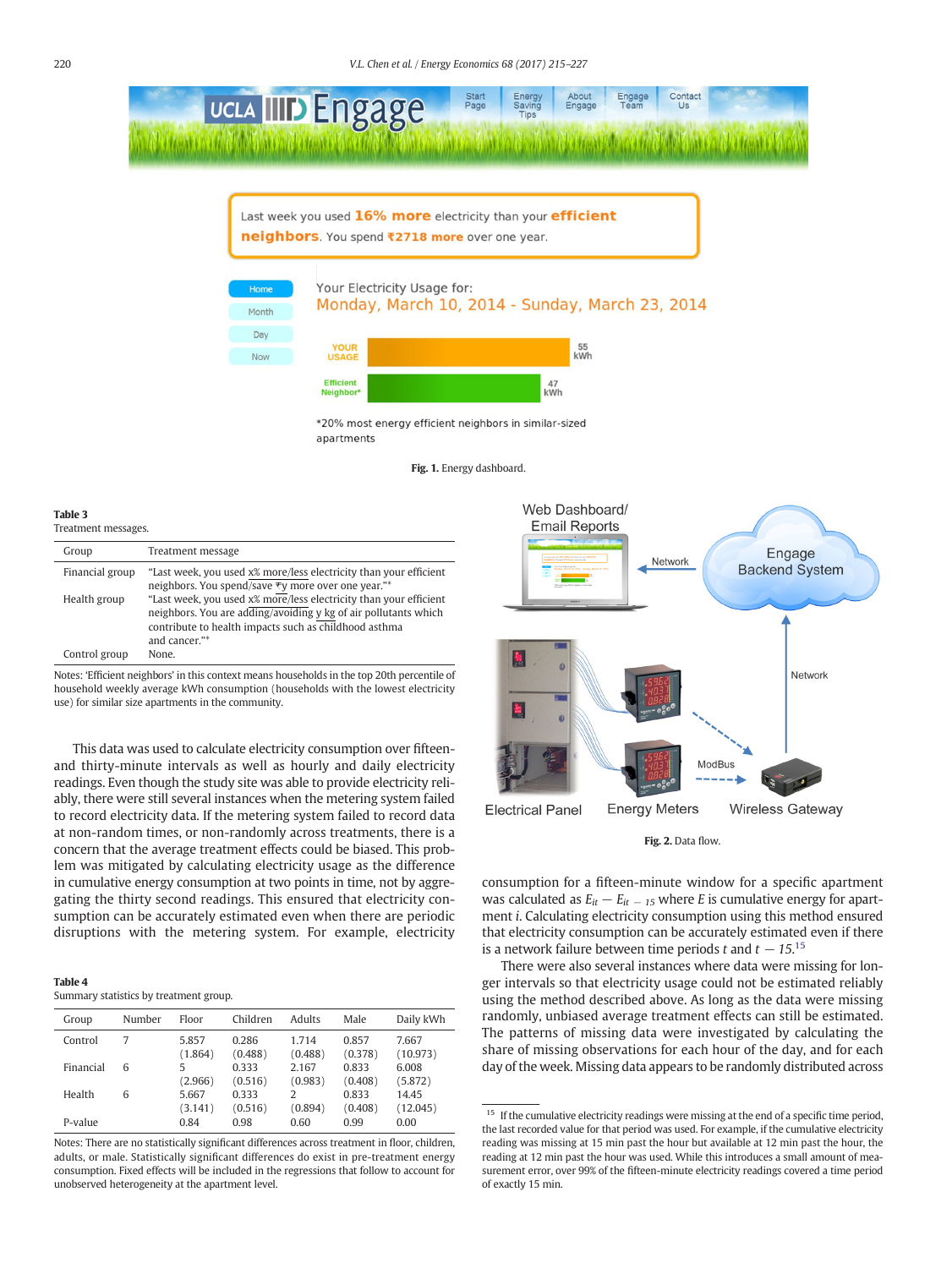Fig. 1. Energy dashboard.

**Table 3**
Treatment messages.

| Group | Treatment message |
|---|---|
| Financial group | "Last week, you used x% more/less electricity than your efficient neighbors. You spend/save ₹y more over one year."* |
| Health group | "Last week, you used x% more/less electricity than your efficient neighbors. You are adding/avoiding y kg of air pollutants which contribute to health impacts such as childhood asthma and cancer."* |
| Control group | None. |

Notes: 'Efficient neighbors' in this context means households in the top 20th percentile of household weekly average kWh consumption (households with the lowest electricity use) for similar size apartments in the community.

Fig. 2. Data flow.

This data was used to calculate electricity consumption over fifteen- and thirty-minute intervals as well as hourly and daily electricity readings. Even though the study site was able to provide electricity reliably, there were still several instances when the metering system failed to record electricity data. If the metering system failed to record data at non-random times, or non-randomly across treatments, there is a concern that the average treatment effects could be biased. This problem was mitigated by calculating electricity usage as the difference in cumulative energy consumption at two points in time, not by aggregating the thirty second readings. This ensured that electricity consumption can be accurately estimated even when there are periodic disruptions with the metering system. For example, electricity consumption for a fifteen-minute window for a specific apartment was calculated as $E_{it} - E_{it-15}$ where $E$ is cumulative energy for apartment $i$. Calculating electricity consumption using this method ensured that electricity consumption can be accurately estimated even if there is a network failure between time periods $t$ and $t - 15$.[15]

There were also several instances where data were missing for longer intervals so that electricity usage could not be estimated reliably using the method described above. As long as the data were missing randomly, unbiased average treatment effects can still be estimated. The patterns of missing data were investigated by calculating the share of missing observations for each hour of the day, and for each day of the week. Missing data appears to be randomly distributed across

**Table 4**
Summary statistics by treatment group.

| Group | Number | Floor | Children | Adults | Male | Daily kWh |
|---|---|---|---|---|---|---|
| Control | 7 | 5.857 | 0.286 | 1.714 | 0.857 | 7.667 |
| | | (1.864) | (0.488) | (0.488) | (0.378) | (10.973) |
| Financial | 6 | 5 | 0.333 | 2.167 | 0.833 | 6.008 |
| | | (2.966) | (0.516) | (0.983) | (0.408) | (5.872) |
| Health | 6 | 5.667 | 0.333 | 2 | 0.833 | 14.45 |
| | | (3.141) | (0.516) | (0.894) | (0.408) | (12.045) |
| P-value | | 0.84 | 0.98 | 0.60 | 0.99 | 0.00 |

Notes: There are no statistically significant differences across treatment in floor, children, adults, or male. Statistically significant differences do exist in pre-treatment energy consumption. Fixed effects will be included in the regressions that follow to account for unobserved heterogeneity at the apartment level.

[15] If the cumulative electricity readings were missing at the end of a specific time period, the last recorded value for that period was used. For example, if the cumulative electricity reading was missing at 15 min past the hour but available at 12 min past the hour, the reading at 12 min past the hour was used. While this introduces a small amount of measurement error, over 99% of the fifteen-minute electricity readings covered a time period of exactly 15 min.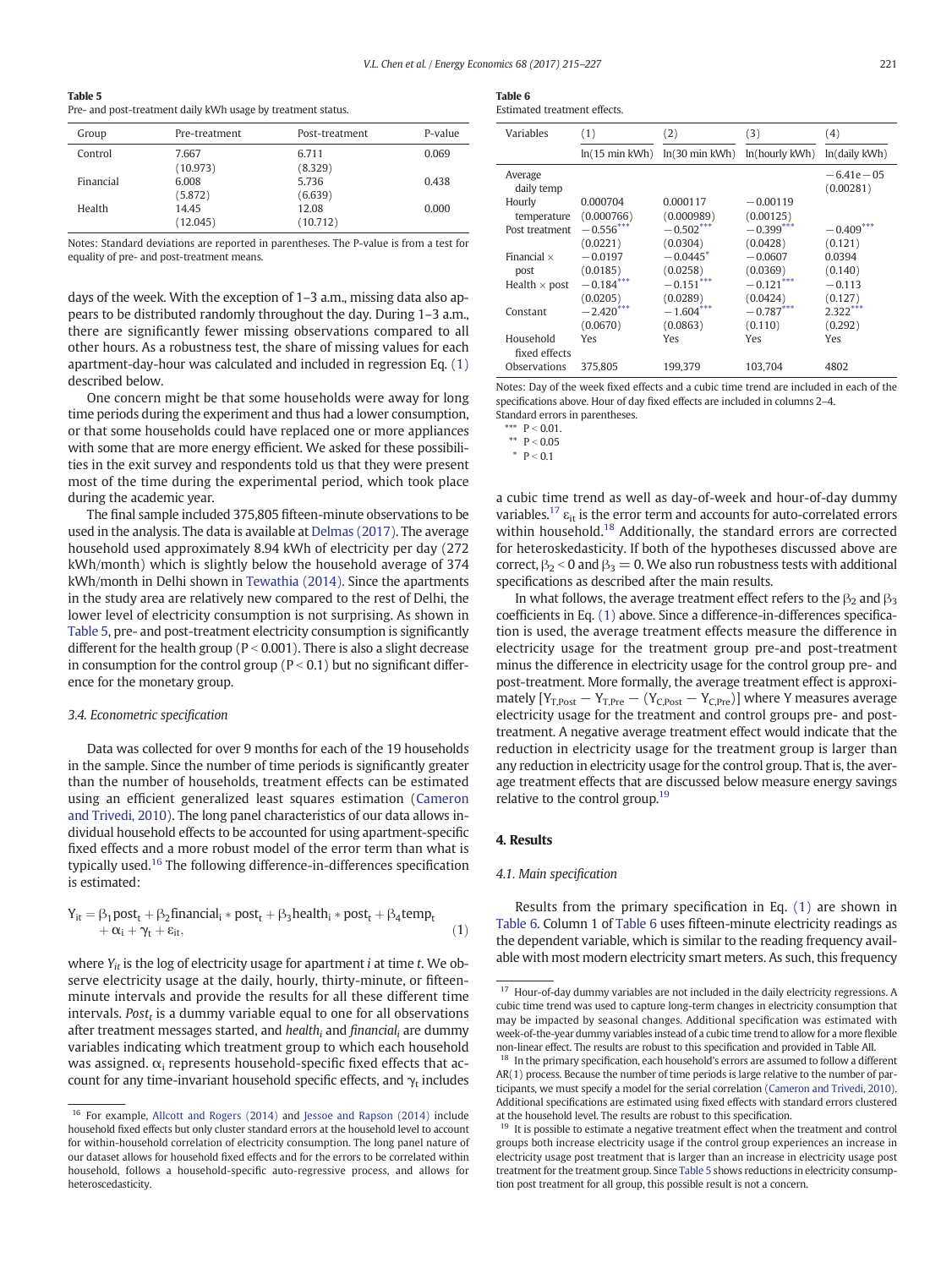**Table 5**
Pre- and post-treatment daily kWh usage by treatment status.

| Group | Pre-treatment | Post-treatment | P-value |
|---|---|---|---|
| Control | 7.667 | 6.711 | 0.069 |
| | (10.973) | (8.329) | |
| Financial | 6.008 | 5.736 | 0.438 |
| | (5.872) | (6.639) | |
| Health | 14.45 | 12.08 | 0.000 |
| | (12.045) | (10.712) | |

Notes: Standard deviations are reported in parentheses. The P-value is from a test for equality of pre- and post-treatment means.

days of the week. With the exception of 1–3 a.m., missing data also appears to be distributed randomly throughout the day. During 1–3 a.m., there are significantly fewer missing observations compared to all other hours. As a robustness test, the share of missing values for each apartment-day-hour was calculated and included in regression Eq. (1) described below.

One concern might be that some households were away for long time periods during the experiment and thus had a lower consumption, or that some households could have replaced one or more appliances with some that are more energy efficient. We asked for these possibilities in the exit survey and respondents told us that they were present most of the time during the experimental period, which took place during the academic year.

The final sample included 375,805 fifteen-minute observations to be used in the analysis. The data is available at Delmas (2017). The average household used approximately 8.94 kWh of electricity per day (272 kWh/month) which is slightly below the household average of 374 kWh/month in Delhi shown in Tewathia (2014). Since the apartments in the study area are relatively new compared to the rest of Delhi, the lower level of electricity consumption is not surprising. As shown in Table 5, pre- and post-treatment electricity consumption is significantly different for the health group ($P < 0.001$). There is also a slight decrease in consumption for the control group ($P < 0.1$) but no significant difference for the monetary group.

### 3.4. Econometric specification

Data was collected for over 9 months for each of the 19 households in the sample. Since the number of time periods is significantly greater than the number of households, treatment effects can be estimated using an efficient generalized least squares estimation (Cameron and Trivedi, 2010). The long panel characteristics of our data allows individual household effects to be accounted for using apartment-specific fixed effects and a more robust model of the error term than what is typically used.[16] The following difference-in-differences specification is estimated:

$$Y_{it} = \beta_1 post_t + \beta_2 financial_i * post_t + \beta_3 health_i * post_t + \beta_4 temp_t + \alpha_i + \gamma_t + \varepsilon_{it}, \tag{1}$$

where $Y_{it}$ is the log of electricity usage for apartment $i$ at time $t$. We observe electricity usage at the daily, hourly, thirty-minute, or fifteen-minute intervals and provide the results for all these different time intervals. $Post_t$ is a dummy variable equal to one for all observations after treatment messages started, and $health_i$ and $financial_i$ are dummy variables indicating which treatment group to which each household was assigned. $\alpha_i$ represents household-specific fixed effects that account for any time-invariant household specific effects, and $\gamma_t$ includes a cubic time trend as well as day-of-week and hour-of-day dummy variables.[17] $\varepsilon_{it}$ is the error term and accounts for auto-correlated errors within household.[18] Additionally, the standard errors are corrected for heteroskedasticity. If both of the hypotheses discussed above are correct, $\beta_2 < 0$ and $\beta_3 = 0$. We also run robustness tests with additional specifications as described after the main results.

In what follows, the average treatment effect refers to the $\beta_2$ and $\beta_3$ coefficients in Eq. (1) above. Since a difference-in-differences specification is used, the average treatment effects measure the difference in electricity usage for the treatment group pre-and post-treatment minus the difference in electricity usage for the control group pre- and post-treatment. More formally, the average treatment effect is approximately $[Y_{T,Post} - Y_{T,Pre} - (Y_{C,Post} - Y_{C,Pre})]$ where Y measures average electricity usage for the treatment and control groups pre- and post-treatment. A negative average treatment effect would indicate that the reduction in electricity usage for the treatment group is larger than any reduction in electricity usage for the control group. That is, the average treatment effects that are discussed below measure energy savings relative to the control group.[19]

**Table 6**
Estimated treatment effects.

| Variables | (1) | (2) | (3) | (4) |
|---|---|---|---|---|
| | ln(15 min kWh) | ln(30 min kWh) | ln(hourly kWh) | ln(daily kWh) |
| Average daily temp | | | | −6.41e−05 |
| | | | | (0.00281) |
| Hourly temperature | 0.000704 | 0.000117 | −0.00119 | |
| | (0.000766) | (0.000989) | (0.00125) | |
| Post treatment | −0.556*** | −0.502*** | −0.399*** | −0.409*** |
| | (0.0221) | (0.0304) | (0.0428) | (0.121) |
| Financial × post | −0.0197 | −0.0445* | −0.0607 | 0.0394 |
| | (0.0185) | (0.0258) | (0.0369) | (0.140) |
| Health × post | −0.184*** | −0.151*** | −0.121*** | −0.113 |
| | (0.0205) | (0.0289) | (0.0424) | (0.127) |
| Constant | −2.420*** | −1.604*** | −0.787*** | 2.322*** |
| | (0.0670) | (0.0863) | (0.110) | (0.292) |
| Household fixed effects | Yes | Yes | Yes | Yes |
| Observations | 375,805 | 199,379 | 103,704 | 4802 |

Notes: Day of the week fixed effects and a cubic time trend are included in each of the specifications above. Hour of day fixed effects are included in columns 2–4.
Standard errors in parentheses.
*** $P < 0.01$.
** $P < 0.05$
* $P < 0.1$

## 4. Results

### 4.1. Main specification

Results from the primary specification in Eq. (1) are shown in Table 6. Column 1 of Table 6 uses fifteen-minute electricity readings as the dependent variable, which is similar to the reading frequency available with most modern electricity smart meters. As such, this frequency

---

[16] For example, Allcott and Rogers (2014) and Jessoe and Rapson (2014) include household fixed effects but only cluster standard errors at the household level to account for within-household correlation of electricity consumption. The long panel nature of our dataset allows for household fixed effects and for the errors to be correlated within household, follows a household-specific auto-regressive process, and allows for heteroscedasticity.

[17] Hour-of-day dummy variables are not included in the daily electricity regressions. A cubic time trend was used to capture long-term changes in electricity consumption that may be impacted by seasonal changes. Additional specification was estimated with week-of-the-year dummy variables instead of a cubic time trend to allow for a more flexible non-linear effect. The results are robust to this specification and provided in Table AII.

[18] In the primary specification, each household's errors are assumed to follow a different AR(1) process. Because the number of time periods is large relative to the number of participants, we must specify a model for the serial correlation (Cameron and Trivedi, 2010). Additional specifications are estimated using fixed effects with standard errors clustered at the household level. The results are robust to this specification.

[19] It is possible to estimate a negative treatment effect when the treatment and control groups both increase electricity usage if the control group experiences an increase in electricity usage post treatment that is larger than an increase in electricity usage post treatment for the treatment group. Since Table 5 shows reductions in electricity consumption post treatment for all group, this possible result is not a concern.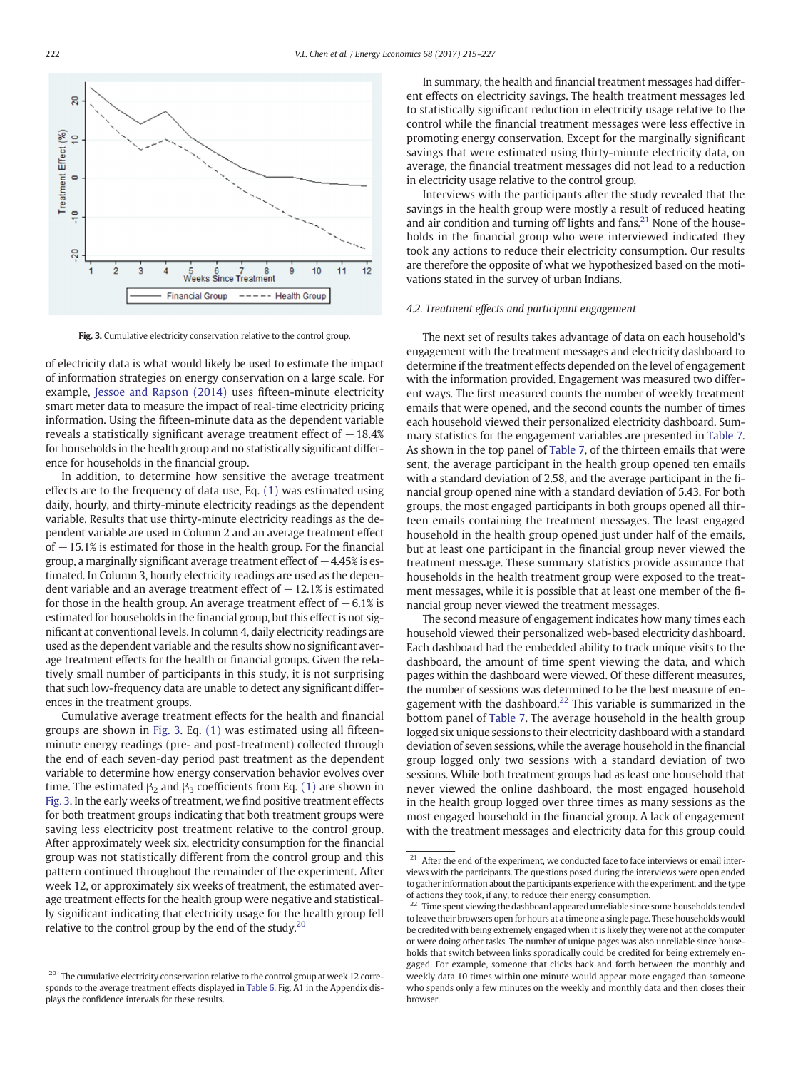Fig. 3. Cumulative electricity conservation relative to the control group.

of electricity data is what would likely be used to estimate the impact of information strategies on energy conservation on a large scale. For example, Jessoe and Rapson (2014) uses fifteen-minute electricity smart meter data to measure the impact of real-time electricity pricing information. Using the fifteen-minute data as the dependent variable reveals a statistically significant average treatment effect of −18.4% for households in the health group and no statistically significant difference for households in the financial group.

In addition, to determine how sensitive the average treatment effects are to the frequency of data use, Eq. (1) was estimated using daily, hourly, and thirty-minute electricity readings as the dependent variable. Results that use thirty-minute electricity readings as the dependent variable are used in Column 2 and an average treatment effect of −15.1% is estimated for those in the health group. For the financial group, a marginally significant average treatment effect of −4.45% is estimated. In Column 3, hourly electricity readings are used as the dependent variable and an average treatment effect of −12.1% is estimated for those in the health group. An average treatment effect of −6.1% is estimated for households in the financial group, but this effect is not significant at conventional levels. In column 4, daily electricity readings are used as the dependent variable and the results show no significant average treatment effects for the health or financial groups. Given the relatively small number of participants in this study, it is not surprising that such low-frequency data are unable to detect any significant differences in the treatment groups.

Cumulative average treatment effects for the health and financial groups are shown in Fig. 3. Eq. (1) was estimated using all fifteen-minute energy readings (pre- and post-treatment) collected through the end of each seven-day period past treatment as the dependent variable to determine how energy conservation behavior evolves over time. The estimated $\beta_2$ and $\beta_3$ coefficients from Eq. (1) are shown in Fig. 3. In the early weeks of treatment, we find positive treatment effects for both treatment groups indicating that both treatment groups were saving less electricity post treatment relative to the control group. After approximately week six, electricity consumption for the financial group was not statistically different from the control group and this pattern continued throughout the remainder of the experiment. After week 12, or approximately six weeks of treatment, the estimated average treatment effects for the health group were negative and statistically significant indicating that electricity usage for the health group fell relative to the control group by the end of the study.[20]

In summary, the health and financial treatment messages had different effects on electricity savings. The health treatment messages led to statistically significant reduction in electricity usage relative to the control while the financial treatment messages were less effective in promoting energy conservation. Except for the marginally significant savings that were estimated using thirty-minute electricity data, on average, the financial treatment messages did not lead to a reduction in electricity usage relative to the control group.

Interviews with the participants after the study revealed that the savings in the health group were mostly a result of reduced heating and air condition and turning off lights and fans.[21] None of the households in the financial group who were interviewed indicated they took any actions to reduce their electricity consumption. Our results are therefore the opposite of what we hypothesized based on the motivations stated in the survey of urban Indians.

### 4.2. Treatment effects and participant engagement

The next set of results takes advantage of data on each household's engagement with the treatment messages and electricity dashboard to determine if the treatment effects depended on the level of engagement with the information provided. Engagement was measured two different ways. The first measured counts the number of weekly treatment emails that were opened, and the second counts the number of times each household viewed their personalized electricity dashboard. Summary statistics for the engagement variables are presented in Table 7. As shown in the top panel of Table 7, of the thirteen emails that were sent, the average participant in the health group opened ten emails with a standard deviation of 2.58, and the average participant in the financial group opened nine with a standard deviation of 5.43. For both groups, the most engaged participants in both groups opened all thirteen emails containing the treatment messages. The least engaged household in the health group opened just under half of the emails, but at least one participant in the financial group never viewed the treatment message. These summary statistics provide assurance that households in the health treatment group were exposed to the treatment messages, while it is possible that at least one member of the financial group never viewed the treatment messages.

The second measure of engagement indicates how many times each household viewed their personalized web-based electricity dashboard. Each dashboard had the embedded ability to track unique visits to the dashboard, the amount of time spent viewing the data, and which pages within the dashboard were viewed. Of these different measures, the number of sessions was determined to be the best measure of engagement with the dashboard.[22] This variable is summarized in the bottom panel of Table 7. The average household in the health group logged six unique sessions to their electricity dashboard with a standard deviation of seven sessions, while the average household in the financial group logged only two sessions with a standard deviation of two sessions. While both treatment groups had as least one household that never viewed the online dashboard, the most engaged household in the health group logged over three times as many sessions as the most engaged household in the financial group. A lack of engagement with the treatment messages and electricity data for this group could

[20] The cumulative electricity conservation relative to the control group at week 12 corresponds to the average treatment effects displayed in Table 6. Fig. A1 in the Appendix displays the confidence intervals for these results.

[21] After the end of the experiment, we conducted face to face interviews or email interviews with the participants. The questions posed during the interviews were open ended to gather information about the participants experience with the experiment, and the type of actions they took, if any, to reduce their energy consumption.

[22] Time spent viewing the dashboard appeared unreliable since some households tended to leave their browsers open for hours at a time one a single page. These households would be credited with being extremely engaged when it is likely they were not at the computer or were doing other tasks. The number of unique pages was also unreliable since households that switch between links sporadically could be credited for being extremely engaged. For example, someone that clicks back and forth between the monthly and weekly data 10 times within one minute would appear more engaged than someone who spends only a few minutes on the weekly and monthly data and then closes their browser.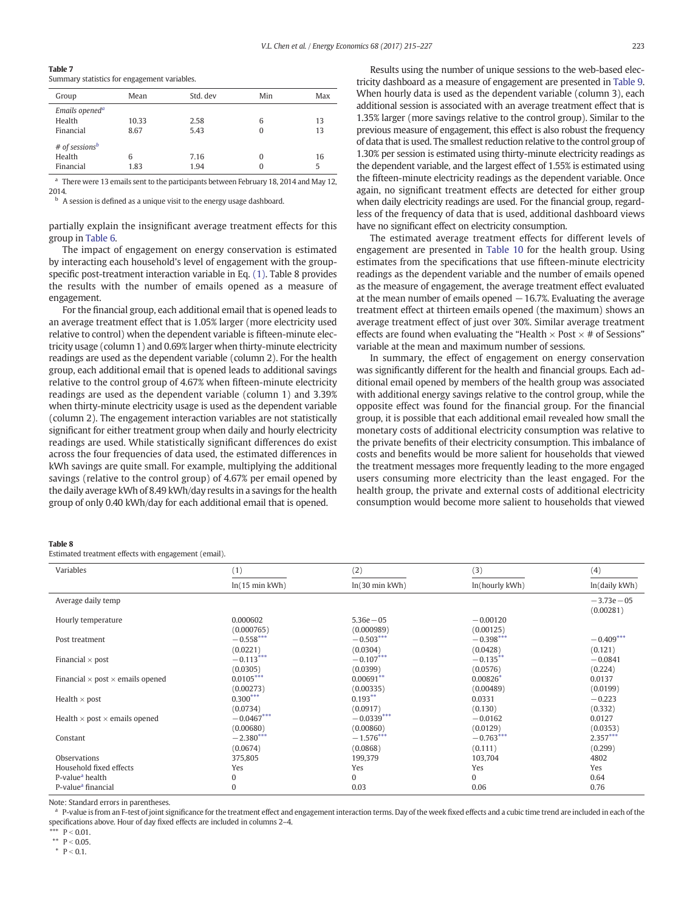**Table 7**
Summary statistics for engagement variables.

| Group | Mean | Std. dev | Min | Max |
|---|---|---|---|---|
| *Emails opened*[a] | | | | |
| Health | 10.33 | 2.58 | 6 | 13 |
| Financial | 8.67 | 5.43 | 0 | 13 |
| *# of sessions*[b] | | | | |
| Health | 6 | 7.16 | 0 | 16 |
| Financial | 1.83 | 1.94 | 0 | 5 |

[a] There were 13 emails sent to the participants between February 18, 2014 and May 12, 2014.

[b] A session is defined as a unique visit to the energy usage dashboard.

partially explain the insignificant average treatment effects for this group in Table 6.

The impact of engagement on energy conservation is estimated by interacting each household's level of engagement with the group-specific post-treatment interaction variable in Eq. (1). Table 8 provides the results with the number of emails opened as a measure of engagement.

For the financial group, each additional email that is opened leads to an average treatment effect that is 1.05% larger (more electricity used relative to control) when the dependent variable is fifteen-minute electricity usage (column 1) and 0.69% larger when thirty-minute electricity readings are used as the dependent variable (column 2). For the health group, each additional email that is opened leads to additional savings relative to the control group of 4.67% when fifteen-minute electricity readings are used as the dependent variable (column 1) and 3.39% when thirty-minute electricity usage is used as the dependent variable (column 2). The engagement interaction variables are not statistically significant for either treatment group when daily and hourly electricity readings are used. While statistically significant differences do exist across the four frequencies of data used, the estimated differences in kWh savings are quite small. For example, multiplying the additional savings (relative to the control group) of 4.67% per email opened by the daily average kWh of 8.49 kWh/day results in a savings for the health group of only 0.40 kWh/day for each additional email that is opened.

Results using the number of unique sessions to the web-based electricity dashboard as a measure of engagement are presented in Table 9. When hourly data is used as the dependent variable (column 3), each additional session is associated with an average treatment effect that is 1.35% larger (more savings relative to the control group). Similar to the previous measure of engagement, this effect is also robust the frequency of data that is used. The smallest reduction relative to the control group of 1.30% per session is estimated using thirty-minute electricity readings as the dependent variable, and the largest effect of 1.55% is estimated using the fifteen-minute electricity readings as the dependent variable. Once again, no significant treatment effects are detected for either group when daily electricity readings are used. For the financial group, regardless of the frequency of data that is used, additional dashboard views have no significant effect on electricity consumption.

The estimated average treatment effects for different levels of engagement are presented in Table 10 for the health group. Using estimates from the specifications that use fifteen-minute electricity readings as the dependent variable and the number of emails opened as the measure of engagement, the average treatment effect evaluated at the mean number of emails opened −16.7%. Evaluating the average treatment effect at thirteen emails opened (the maximum) shows an average treatment effect of just over 30%. Similar average treatment effects are found when evaluating the "Health × Post × # of Sessions" variable at the mean and maximum number of sessions.

In summary, the effect of engagement on energy conservation was significantly different for the health and financial groups. Each additional email opened by members of the health group was associated with additional energy savings relative to the control group, while the opposite effect was found for the financial group. For the financial group, it is possible that each additional email revealed how small the monetary costs of additional electricity consumption was relative to the private benefits of their electricity consumption. This imbalance of costs and benefits would be more salient for households that viewed the treatment messages more frequently leading to the more engaged users consuming more electricity than the least engaged. For the health group, the private and external costs of additional electricity consumption would become more salient to households that viewed

**Table 8**
Estimated treatment effects with engagement (email).

| Variables | (1) | (2) | (3) | (4) |
|---|---|---|---|---|
| | ln(15 min kWh) | ln(30 min kWh) | ln(hourly kWh) | ln(daily kWh) |
| Average daily temp | | | | −3.73e−05 |
| | | | | (0.00281) |
| Hourly temperature | 0.000602 | 5.36e−05 | −0.00120 | |
| | (0.000765) | (0.000989) | (0.00125) | |
| Post treatment | −0.558*** | −0.503*** | −0.398*** | −0.409*** |
| | (0.0221) | (0.0304) | (0.0428) | (0.121) |
| Financial × post | −0.113*** | −0.107*** | −0.135** | −0.0841 |
| | (0.0305) | (0.0399) | (0.0576) | (0.224) |
| Financial × post × emails opened | 0.0105*** | 0.00691** | 0.00826* | 0.0137 |
| | (0.00273) | (0.00335) | (0.00489) | (0.0199) |
| Health × post | 0.300*** | 0.193** | 0.0331 | −0.223 |
| | (0.0734) | (0.0917) | (0.130) | (0.332) |
| Health × post × emails opened | −0.0467*** | −0.0339*** | −0.0162 | 0.0127 |
| | (0.00680) | (0.00860) | (0.0129) | (0.0353) |
| Constant | −2.380*** | −1.576*** | −0.763*** | 2.357*** |
| | (0.0674) | (0.0868) | (0.111) | (0.299) |
| Observations | 375,805 | 199,379 | 103,704 | 4802 |
| Household fixed effects | Yes | Yes | Yes | Yes |
| P-value[a] health | 0 | 0 | 0 | 0.64 |
| P-value[a] financial | 0 | 0.03 | 0.06 | 0.76 |

Note: Standard errors in parentheses.

[a] P-value is from an F-test of joint significance for the treatment effect and engagement interaction terms. Day of the week fixed effects and a cubic time trend are included in each of the specifications above. Hour of day fixed effects are included in columns 2–4.

*** $P < 0.01$.

** $P < 0.05$.

* $P < 0.1$.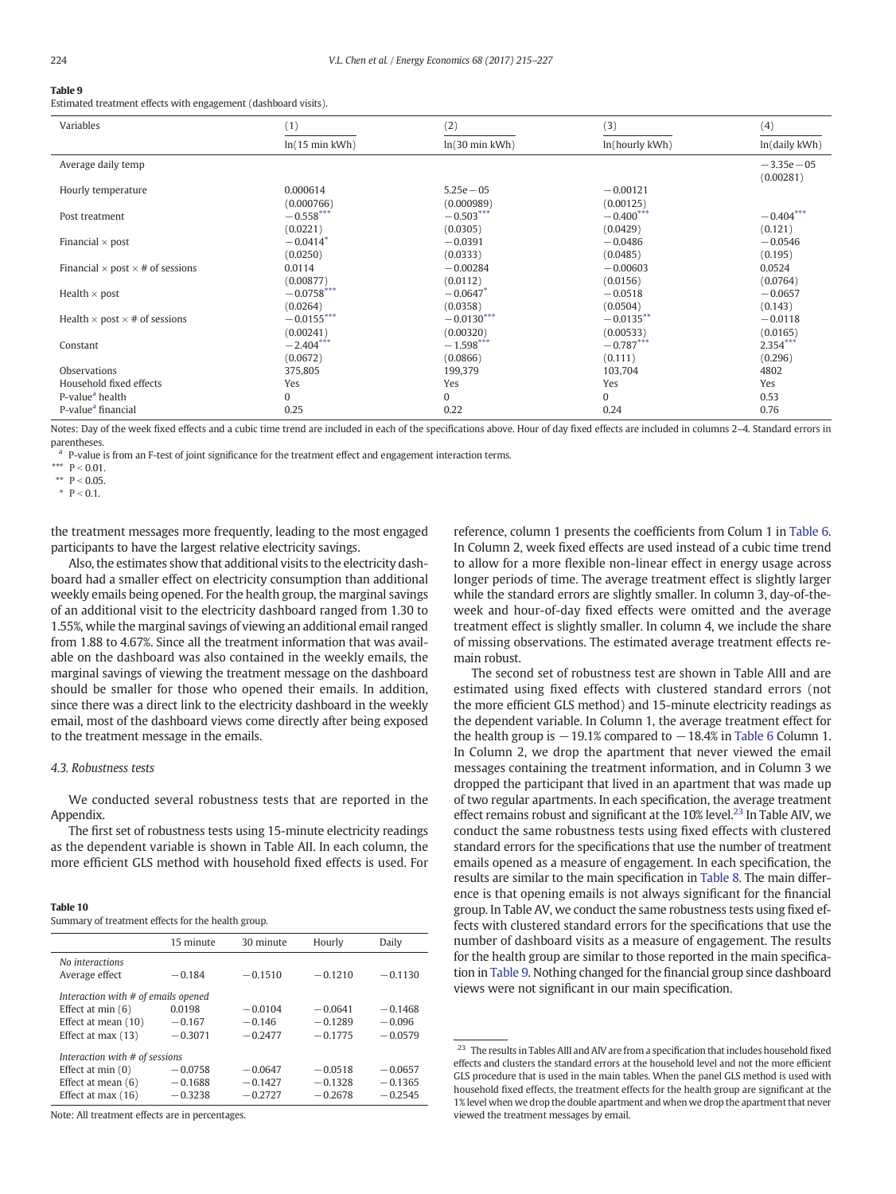**Table 9**
Estimated treatment effects with engagement (dashboard visits).

| Variables | (1) | (2) | (3) | (4) |
|---|---|---|---|---|
| | ln(15 min kWh) | ln(30 min kWh) | ln(hourly kWh) | ln(daily kWh) |
| Average daily temp | | | | −3.35e−05 |
| | | | | (0.00281) |
| Hourly temperature | 0.000614 | 5.25e−05 | −0.00121 | |
| | (0.000766) | (0.000989) | (0.00125) | |
| Post treatment | −0.558*** | −0.503*** | −0.400*** | −0.404*** |
| | (0.0221) | (0.0305) | (0.0429) | (0.121) |
| Financial × post | −0.0414* | −0.0391 | −0.0486 | −0.0546 |
| | (0.0250) | (0.0333) | (0.0485) | (0.195) |
| Financial × post × # of sessions | 0.0114 | −0.00284 | −0.00603 | 0.0524 |
| | (0.00877) | (0.0112) | (0.0156) | (0.0764) |
| Health × post | −0.0758*** | −0.0647* | −0.0518 | −0.0657 |
| | (0.0264) | (0.0358) | (0.0504) | (0.143) |
| Health × post × # of sessions | −0.0155*** | −0.0130*** | −0.0135** | −0.0118 |
| | (0.00241) | (0.00320) | (0.00533) | (0.0165) |
| Constant | −2.404*** | −1.598*** | −0.787*** | 2.354*** |
| | (0.0672) | (0.0866) | (0.111) | (0.296) |
| Observations | 375,805 | 199,379 | 103,704 | 4802 |
| Household fixed effects | Yes | Yes | Yes | Yes |
| P-value[a] health | 0 | 0 | 0 | 0.53 |
| P-value[a] financial | 0.25 | 0.22 | 0.24 | 0.76 |

Notes: Day of the week fixed effects and a cubic time trend are included in each of the specifications above. Hour of day fixed effects are included in columns 2–4. Standard errors in parentheses.

[a] P-value is from an F-test of joint significance for the treatment effect and engagement interaction terms.

*** $P < 0.01$.

** $P < 0.05$.

* $P < 0.1$.

the treatment messages more frequently, leading to the most engaged participants to have the largest relative electricity savings.

Also, the estimates show that additional visits to the electricity dashboard had a smaller effect on electricity consumption than additional weekly emails being opened. For the health group, the marginal savings of an additional visit to the electricity dashboard ranged from 1.30 to 1.55%, while the marginal savings of viewing an additional email ranged from 1.88 to 4.67%. Since all the treatment information that was available on the dashboard was also contained in the weekly emails, the marginal savings of viewing the treatment message on the dashboard should be smaller for those who opened their emails. In addition, since there was a direct link to the electricity dashboard in the weekly email, most of the dashboard views come directly after being exposed to the treatment message in the emails.

### 4.3. Robustness tests

We conducted several robustness tests that are reported in the Appendix.

The first set of robustness tests using 15-minute electricity readings as the dependent variable is shown in Table AII. In each column, the more efficient GLS method with household fixed effects is used. For reference, column 1 presents the coefficients from Colum 1 in Table 6. In Column 2, week fixed effects are used instead of a cubic time trend to allow for a more flexible non-linear effect in energy usage across longer periods of time. The average treatment effect is slightly larger while the standard errors are slightly smaller. In column 3, day-of-the-week and hour-of-day fixed effects were omitted and the average treatment effect is slightly smaller. In column 4, we include the share of missing observations. The estimated average treatment effects remain robust.

The second set of robustness test are shown in Table AIII and are estimated using fixed effects with clustered standard errors (not the more efficient GLS method) and 15-minute electricity readings as the dependent variable. In Column 1, the average treatment effect for the health group is −19.1% compared to −18.4% in Table 6 Column 1. In Column 2, we drop the apartment that never viewed the email messages containing the treatment information, and in Column 3 we dropped the participant that lived in an apartment that was made up of two regular apartments. In each specification, the average treatment effect remains robust and significant at the 10% level.[23] In Table AIV, we conduct the same robustness tests using fixed effects with clustered standard errors for the specifications that use the number of treatment emails opened as a measure of engagement. In each specification, the results are similar to the main specification in Table 8. The main difference is that opening emails is not always significant for the financial group. In Table AV, we conduct the same robustness tests using fixed effects with clustered standard errors for the specifications that use the number of dashboard visits as a measure of engagement. The results for the health group are similar to those reported in the main specification in Table 9. Nothing changed for the financial group since dashboard views were not significant in our main specification.

**Table 10**
Summary of treatment effects for the health group.

| | 15 minute | 30 minute | Hourly | Daily |
|---|---|---|---|---|
| *No interactions* | | | | |
| Average effect | −0.184 | −0.1510 | −0.1210 | −0.1130 |
| *Interaction with # of emails opened* | | | | |
| Effect at min (6) | 0.0198 | −0.0104 | −0.0641 | −0.1468 |
| Effect at mean (10) | −0.167 | −0.146 | −0.1289 | −0.096 |
| Effect at max (13) | −0.3071 | −0.2477 | −0.1775 | −0.0579 |
| *Interaction with # of sessions* | | | | |
| Effect at min (0) | −0.0758 | −0.0647 | −0.0518 | −0.0657 |
| Effect at mean (6) | −0.1688 | −0.1427 | −0.1328 | −0.1365 |
| Effect at max (16) | −0.3238 | −0.2727 | −0.2678 | −0.2545 |

Note: All treatment effects are in percentages.

[23] The results in Tables AIII and AIV are from a specification that includes household fixed effects and clusters the standard errors at the household level and not the more efficient GLS procedure that is used in the main tables. When the panel GLS method is used with household fixed effects, the treatment effects for the health group are significant at the 1% level when we drop the double apartment and when we drop the apartment that never viewed the treatment messages by email.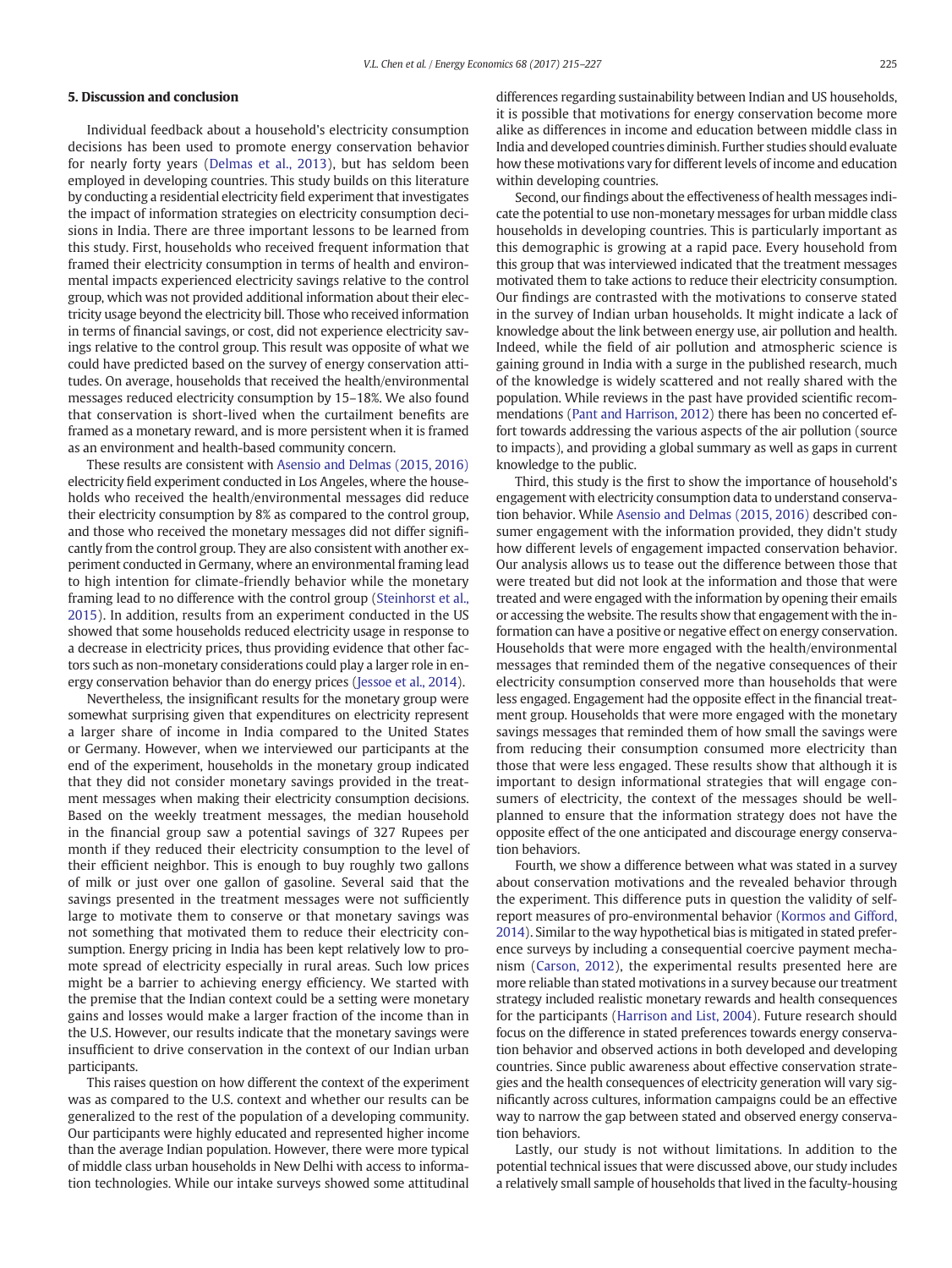## 5. Discussion and conclusion

Individual feedback about a household's electricity consumption decisions has been used to promote energy conservation behavior for nearly forty years (Delmas et al., 2013), but has seldom been employed in developing countries. This study builds on this literature by conducting a residential electricity field experiment that investigates the impact of information strategies on electricity consumption decisions in India. There are three important lessons to be learned from this study. First, households who received frequent information that framed their electricity consumption in terms of health and environmental impacts experienced electricity savings relative to the control group, which was not provided additional information about their electricity usage beyond the electricity bill. Those who received information in terms of financial savings, or cost, did not experience electricity savings relative to the control group. This result was opposite of what we could have predicted based on the survey of energy conservation attitudes. On average, households that received the health/environmental messages reduced electricity consumption by 15–18%. We also found that conservation is short-lived when the curtailment benefits are framed as a monetary reward, and is more persistent when it is framed as an environment and health-based community concern.

These results are consistent with Asensio and Delmas (2015, 2016) electricity field experiment conducted in Los Angeles, where the households who received the health/environmental messages did reduce their electricity consumption by 8% as compared to the control group, and those who received the monetary messages did not differ significantly from the control group. They are also consistent with another experiment conducted in Germany, where an environmental framing lead to high intention for climate-friendly behavior while the monetary framing lead to no difference with the control group (Steinhorst et al., 2015). In addition, results from an experiment conducted in the US showed that some households reduced electricity usage in response to a decrease in electricity prices, thus providing evidence that other factors such as non-monetary considerations could play a larger role in energy conservation behavior than do energy prices (Jessoe et al., 2014).

Nevertheless, the insignificant results for the monetary group were somewhat surprising given that expenditures on electricity represent a larger share of income in India compared to the United States or Germany. However, when we interviewed our participants at the end of the experiment, households in the monetary group indicated that they did not consider monetary savings provided in the treatment messages when making their electricity consumption decisions. Based on the weekly treatment messages, the median household in the financial group saw a potential savings of 327 Rupees per month if they reduced their electricity consumption to the level of their efficient neighbor. This is enough to buy roughly two gallons of milk or just over one gallon of gasoline. Several said that the savings presented in the treatment messages were not sufficiently large to motivate them to conserve or that monetary savings was not something that motivated them to reduce their electricity consumption. Energy pricing in India has been kept relatively low to promote spread of electricity especially in rural areas. Such low prices might be a barrier to achieving energy efficiency. We started with the premise that the Indian context could be a setting were monetary gains and losses would make a larger fraction of the income than in the U.S. However, our results indicate that the monetary savings were insufficient to drive conservation in the context of our Indian urban participants.

This raises question on how different the context of the experiment was as compared to the U.S. context and whether our results can be generalized to the rest of the population of a developing community. Our participants were highly educated and represented higher income than the average Indian population. However, there were more typical of middle class urban households in New Delhi with access to information technologies. While our intake surveys showed some attitudinal differences regarding sustainability between Indian and US households, it is possible that motivations for energy conservation become more alike as differences in income and education between middle class in India and developed countries diminish. Further studies should evaluate how these motivations vary for different levels of income and education within developing countries.

Second, our findings about the effectiveness of health messages indicate the potential to use non-monetary messages for urban middle class households in developing countries. This is particularly important as this demographic is growing at a rapid pace. Every household from this group that was interviewed indicated that the treatment messages motivated them to take actions to reduce their electricity consumption. Our findings are contrasted with the motivations to conserve stated in the survey of Indian urban households. It might indicate a lack of knowledge about the link between energy use, air pollution and health. Indeed, while the field of air pollution and atmospheric science is gaining ground in India with a surge in the published research, much of the knowledge is widely scattered and not really shared with the population. While reviews in the past have provided scientific recommendations (Pant and Harrison, 2012) there has been no concerted effort towards addressing the various aspects of the air pollution (source to impacts), and providing a global summary as well as gaps in current knowledge to the public.

Third, this study is the first to show the importance of household's engagement with electricity consumption data to understand conservation behavior. While Asensio and Delmas (2015, 2016) described consumer engagement with the information provided, they didn't study how different levels of engagement impacted conservation behavior. Our analysis allows us to tease out the difference between those that were treated but did not look at the information and those that were treated and were engaged with the information by opening their emails or accessing the website. The results show that engagement with the information can have a positive or negative effect on energy conservation. Households that were more engaged with the health/environmental messages that reminded them of the negative consequences of their electricity consumption conserved more than households that were less engaged. Engagement had the opposite effect in the financial treatment group. Households that were more engaged with the monetary savings messages that reminded them of how small the savings were from reducing their consumption consumed more electricity than those that were less engaged. These results show that although it is important to design informational strategies that will engage consumers of electricity, the context of the messages should be well-planned to ensure that the information strategy does not have the opposite effect of the one anticipated and discourage energy conservation behaviors.

Fourth, we show a difference between what was stated in a survey about conservation motivations and the revealed behavior through the experiment. This difference puts in question the validity of self-report measures of pro-environmental behavior (Kormos and Gifford, 2014). Similar to the way hypothetical bias is mitigated in stated preference surveys by including a consequential coercive payment mechanism (Carson, 2012), the experimental results presented here are more reliable than stated motivations in a survey because our treatment strategy included realistic monetary rewards and health consequences for the participants (Harrison and List, 2004). Future research should focus on the difference in stated preferences towards energy conservation behavior and observed actions in both developed and developing countries. Since public awareness about effective conservation strategies and the health consequences of electricity generation will vary significantly across cultures, information campaigns could be an effective way to narrow the gap between stated and observed energy conservation behaviors.

Lastly, our study is not without limitations. In addition to the potential technical issues that were discussed above, our study includes a relatively small sample of households that lived in the faculty-housing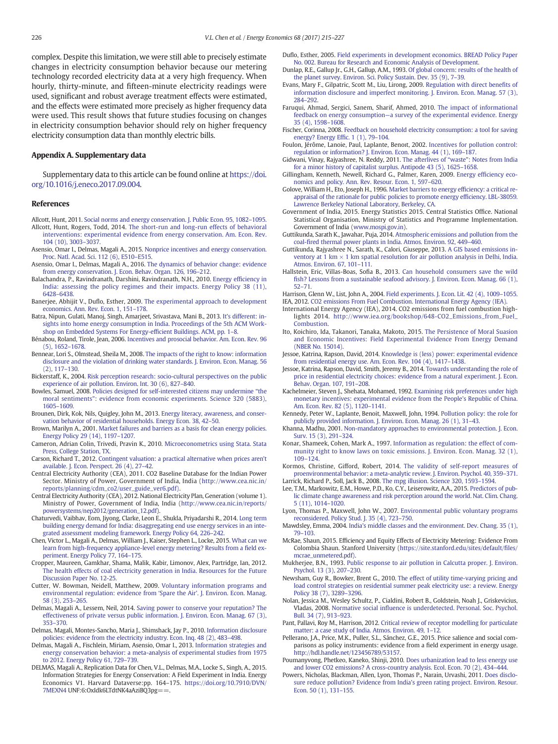complex. Despite this limitation, we were still able to precisely estimate changes in electricity consumption behavior because our metering technology recorded electricity data at a very high frequency. When hourly, thirty-minute, and fifteen-minute electricity readings were used, significant and robust average treatment effects were estimated, and the effects were estimated more precisely as higher frequency data were used. This result shows that future studies focusing on changes in electricity consumption behavior should rely on higher frequency electricity consumption data than monthly electric bills.

## Appendix A. Supplementary data

Supplementary data to this article can be found online at https://doi.org/10.1016/j.eneco.2017.09.004.

## References

Allcott, Hunt, 2011. Social norms and energy conservation. J. Public Econ. 95, 1082–1095.

Allcott, Hunt, Rogers, Todd, 2014. The short-run and long-run effects of behavioral interventions: experimental evidence from energy conservation. Am. Econ. Rev. 104 (10), 3003–3037.

Asensio, Omar I., Delmas, Magali A., 2015. Nonprice incentives and energy conservation. Proc. Natl. Acad. Sci. 112 (6), E510–E515.

Asensio, Omar I., Delmas, Magali A., 2016. The dynamics of behavior change: evidence from energy conservation. J. Econ. Behav. Organ. 126, 196–212.

Balachandra, P., Ravindranath, Darshini, Ravindranath, N.H., 2010. Energy efficiency in India: assessing the policy regimes and their impacts. Energy Policy 38 (11), 6428–6438.

Banerjee, Abhijit V., Duflo, Esther, 2009. The experimental approach to development economics. Ann. Rev. Econ. 1, 151–178.

Batra, Nipun, Gulati, Manoj, Singh, Amarjeet, Srivastava, Mani B., 2013. It's different: insights into home energy consumption in India. Proceedings of the 5th ACM Workshop on Embedded Systems For Energy-efficient Buildings. ACM, pp. 1–8.

Bénabou, Roland, Tirole, Jean, 2006. Incentives and prosocial behavior. Am. Econ. Rev. 96 (5), 1652–1678.

Bennear, Lori S., Olmstead, Sheila M., 2008. The impacts of the right to know: information disclosure and the violation of drinking water standards. J. Environ. Econ. Manag. 56 (2), 117–130.

Bickerstaff, K., 2004. Risk perception research: socio-cultural perspectives on the public experience of air pollution. Environ. Int. 30 (6), 827–840.

Bowles, Samuel, 2008. Policies designed for self-interested citizens may undermine "the moral sentiments": evidence from economic experiments. Science 320 (5883), 1605–1609.

Brounen, Dirk, Kok, Nils, Quigley, John M., 2013. Energy literacy, awareness, and conservation behavior of residential households. Energy Econ. 38, 42–50.

Brown, Marilyn A., 2001. Market failures and barriers as a basis for clean energy policies. Energy Policy 29 (14), 1197–1207.

Cameron, Adrian Colin, Trivedi, Pravin K., 2010. Microeconometrics using Stata. Stata Press, College Station, TX.

Carson, Richard T., 2012. Contingent valuation: a practical alternative when prices aren't available. J. Econ. Perspect. 26 (4), 27–42.

Central Electricity Authority (CEA), 2011. CO2 Baseline Database for the Indian Power Sector. Ministry of Power, Government of India, India (http://www.cea.nic.in/reports/planning/cdm_co2/user_guide_ver6.pdf).

Central Electricity Authority (CEA), 2012. National Electricity Plan, Generation (volume 1). Ministry of Power, Government of India, India (http://www.cea.nic.in/reports/powersystems/nep2012/generation_12.pdf).

Chaturvedi, Vaibhav, Eom, Jiyong, Clarke, Leon E., Shukla, Priyadarshi R., 2014. Long term building energy demand for India: disaggregating end use energy services in an integrated assessment modeling framework. Energy Policy 64, 226–242.

Chen, Victor L., Magali A., Delmas, William J., Kaiser, Stephen L., Locke, 2015. What can we learn from high-frequency appliance-level energy metering? Results from a field experiment. Energy Policy 77, 164–175.

Cropper, Maureen, Gamkhar, Shama, Malik, Kabir, Limonov, Alex, Partridge, Ian, 2012. The health effects of coal electricity generation in India. Resources for the Future Discussion Paper No. 12-25.

Cutter, W. Bowman, Neidell, Matthew, 2009. Voluntary information programs and environmental regulation: evidence from 'Spare the Air'. J. Environ. Econ. Manag. 58 (3), 253–265.

Delmas, Magali A., Lessem, Neil, 2014. Saving power to conserve your reputation? The effectiveness of private versus public information. J. Environ. Econ. Manag. 67 (3), 353–370.

Delmas, Magali, Montes-Sancho, Maria J., Shimshack, Jay P., 2010. Information disclosure policies: evidence from the electricity industry. Econ. Inq. 48 (2), 483–498.

Delmas, Magali A., Fischlein, Miriam, Asensio, Omar I., 2013. Information strategies and energy conservation behavior: a meta-analysis of experimental studies from 1975 to 2012. Energy Policy 61, 729–739.

DELMAS, Magali A., Replication Data for Chen, V.L., Delmas, M.A., Locke S., Singh, A., 2015. Information Strategies for Energy Conservation: A Field Experiment in India. Energy Economics V1. Harvard Dataverse:pp. 164–175. https://doi.org/10.7910/DVN/7MEXN4 UNF:6:OxIdk6LTdtNK4aAziBQ3pg==.

Duflo, Esther, 2005. Field experiments in development economics. BREAD Policy Paper No. 002. Bureau for Research and Economic Analysis of Development.

Dunlap, R.E., Gallup Jr., G.H., Gallup, A.M., 1993. Of global concern: results of the health of the planet survey. Environ. Sci. Policy Sustain. Dev. 35 (9), 7–39.

Evans, Mary F., Gilpatric, Scott M., Liu, Lirong, 2009. Regulation with direct benefits of information disclosure and imperfect monitoring. J. Environ. Econ. Manag. 57 (3), 284–292.

Faruqui, Ahmad, Sergici, Sanem, Sharif, Ahmed, 2010. The impact of informational feedback on energy consumption—a survey of the experimental evidence. Energy 35 (4), 1598–1608.

Fischer, Corinna, 2008. Feedback on household electricity consumption: a tool for saving energy? Energy Effic. 1 (1), 79–104.

Foulon, Jérôme, Lanoie, Paul, Laplante, Benoıt, 2002. Incentives for pollution control: regulation or information? J. Environ. Econ. Manag. 44 (1), 169–187.

Gidwani, Vinay, Rajyashree, N. Reddy, 2011. The afterlives of "waste": Notes from India for a minor history of capitalist surplus. Antipode 43 (5), 1625–1658.

Gillingham, Kenneth, Newell, Richard G., Palmer, Karen, 2009. Energy efficiency economics and policy. Ann. Rev. Resour. Econ. 1, 597–620.

Golove, William H., Eto, Joseph H., 1996. Market barriers to energy efficiency: a critical reappraisal of the rationale for public policies to promote energy efficiency. LBL-38059. Lawrence Berkeley National Laboratory, Berkeley, CA.

Government of India, 2015. Energy Statistics 2015. Central Statistics Office. National Statistical Organisation, Ministry of Statistics and Programme Implementation. Government of India (www.mospi.gov.in).

Guttikunda, Sarath K., Jawahar, Puja, 2014. Atmospheric emissions and pollution from the coal-fired thermal power plants in India. Atmos. Environ. 92, 449–460.

Guttikunda, Rajyashree N., Sarath, K., Calori, Giuseppe, 2013. A GIS based emissions inventory at 1 km × 1 km spatial resolution for air pollution analysis in Delhi, India. Atmos. Environ. 67, 101–111.

Hallstein, Eric, Villas-Boas, Sofia B., 2013. Can household consumers save the wild fish? Lessons from a sustainable seafood advisory. J. Environ. Econ. Manag. 66 (1), 52–71.

Harrison, Glenn W., List, John A., 2004. Field experiments. J. Econ. Lit. 42 (4), 1009–1055.

IEA, 2012. CO2 emissions From Fuel Combustion. International Energy Agency (IEA).

International Energy Agency (IEA), 2014. CO2 emissions from fuel combustion highlights 2014. http://www.iea.org/bookshop/648-CO2_Emissions_from_Fuel_Combustion.

Ito, Koichiro, Ida, Takanori, Tanaka, Makoto, 2015. The Persistence of Moral Suasion and Economic Incentives: Field Experimental Evidence From Energy Demand (NBER No. 15014).

Jessoe, Katrina, Rapson, David, 2014. Knowledge is (less) power: experimental evidence from residential energy use. Am. Econ. Rev. 104 (4), 1417–1438.

Jessoe, Katrina, Rapson, David, Smith, Jeremy B., 2014. Towards understanding the role of price in residential electricity choices: evidence from a natural experiment. J. Econ. Behav. Organ. 107, 191–208.

Kachelmeier, Steven J., Shehata, Mohamed, 1992. Examining risk preferences under high monetary incentives: experimental evidence from the People's Republic of China. Am. Econ. Rev. 82 (5), 1120–1141.

Kennedy, Peter W., Laplante, Benoit, Maxwell, John, 1994. Pollution policy: the role for publicly provided information. J. Environ. Econ. Manag. 26 (1), 31–43.

Khanna, Madhu, 2001. Non-mandatory approaches to environmental protection. J. Econ. Surv. 15 (3), 291–324.

Konar, Shameek, Cohen, Mark A., 1997. Information as regulation: the effect of community right to know laws on toxic emissions. J. Environ. Econ. Manag. 32 (1), 109–124.

Kormos, Christine, Gifford, Robert, 2014. The validity of self-report measures of proenvironmental behavior: a meta-analytic review. J. Environ. Psychol. 40, 359–371.

Larrick, Richard P., Soll, Jack B., 2008. The mpg illusion. Science 320, 1593–1594.

Lee, T.M., Markowitz, E.M., Howe, P.D., Ko, C.Y., Leiserowitz, A.A., 2015. Predictors of public climate change awareness and risk perception around the world. Nat. Clim. Chang. 5 (11), 1014–1020.

Lyon, Thomas P., Maxwell, John W., 2007. Environmental public voluntary programs reconsidered. Policy Stud. J. 35 (4), 723–750.

Mawdsley, Emma, 2004. India's middle classes and the environment. Dev. Chang. 35 (1), 79–103.

McRae, Shaun, 2015. Efficiency and Equity Effects of Electricity Metering: Evidence From Colombia Shaun. Stanford University (https://site.stanford.edu/sites/default/files/mcrae_unmetered.pdf).

Mukherjee, B.N., 1993. Public response to air pollution in Calcutta proper. J. Environ. Psychol. 13 (3), 207–230.

Newsham, Guy R., Bowker, Brent G., 2010. The effect of utility time-varying pricing and load control strategies on residential summer peak electricity use: a review. Energy Policy 38 (7), 3289–3296.

Nolan, Jessica M., Wesley Schultz, P., Cialdini, Robert B., Goldstein, Noah J., Griskevicius, Vladas, 2008. Normative social influence is underdetected. Personal. Soc. Psychol. Bull. 34 (7), 913–923.

Pant, Pallavi, Roy M., Harrison, 2012. Critical review of receptor modelling for particulate matter: a case study of India. Atmos. Environ. 49, 1–12.

Pellerano, J.A., Price, M.K., Puller, S.L., Sánchez, G.E., 2015. Price salience and social comparisons as policy instruments: evidence from a field experiment in energy usage. http://hdl.handle.net/123456789/53157.

Poumanyvong, Phetkeo, Kaneko, Shinji, 2010. Does urbanization lead to less energy use and lower CO2 emissions? A cross-country analysis. Ecol. Econ. 70 (2), 434–444.

Powers, Nicholas, Blackman, Allen, Lyon, Thomas P., Narain, Urvashi, 2011. Does disclosure reduce pollution? Evidence from India's green rating project. Environ. Resour. Econ. 50 (1), 131–155.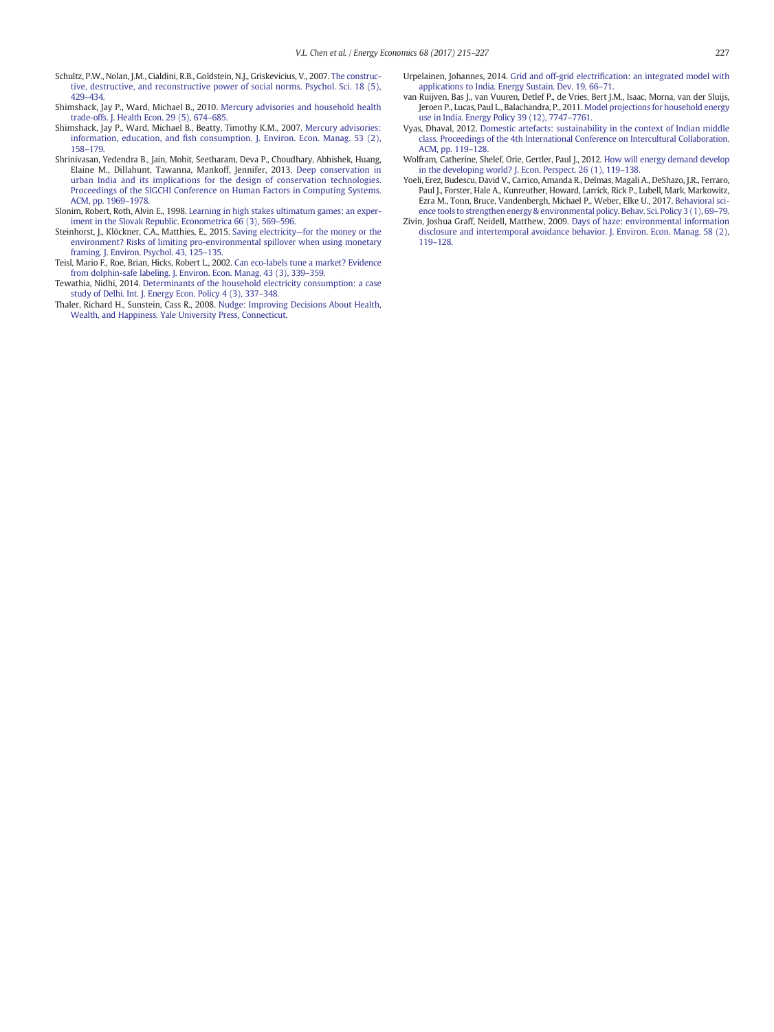Schultz, P.W., Nolan, J.M., Cialdini, R.B., Goldstein, N.J., Griskevicius, V., 2007. The constructive, destructive, and reconstructive power of social norms. Psychol. Sci. 18 (5), 429–434.

Shimshack, Jay P., Ward, Michael B., 2010. Mercury advisories and household health trade-offs. J. Health Econ. 29 (5), 674–685.

Shimshack, Jay P., Ward, Michael B., Beatty, Timothy K.M., 2007. Mercury advisories: information, education, and fish consumption. J. Environ. Econ. Manag. 53 (2), 158–179.

Shrinivasan, Yedendra B., Jain, Mohit, Seetharam, Deva P., Choudhary, Abhishek, Huang, Elaine M., Dillahunt, Tawanna, Mankoff, Jennifer, 2013. Deep conservation in urban India and its implications for the design of conservation technologies. Proceedings of the SIGCHI Conference on Human Factors in Computing Systems. ACM, pp. 1969–1978.

Slonim, Robert, Roth, Alvin E., 1998. Learning in high stakes ultimatum games: an experiment in the Slovak Republic. Econometrica 66 (3), 569–596.

Steinhorst, J., Klöckner, C.A., Matthies, E., 2015. Saving electricity—for the money or the environment? Risks of limiting pro-environmental spillover when using monetary framing. J. Environ. Psychol. 43, 125–135.

Teisl, Mario F., Roe, Brian, Hicks, Robert L., 2002. Can eco-labels tune a market? Evidence from dolphin-safe labeling. J. Environ. Econ. Manag. 43 (3), 339–359.

Tewathia, Nidhi, 2014. Determinants of the household electricity consumption: a case study of Delhi. Int. J. Energy Econ. Policy 4 (3), 337–348.

Thaler, Richard H., Sunstein, Cass R., 2008. Nudge: Improving Decisions About Health, Wealth, and Happiness. Yale University Press, Connecticut.

Urpelainen, Johannes, 2014. Grid and off-grid electrification: an integrated model with applications to India. Energy Sustain. Dev. 19, 66–71.

van Ruijven, Bas J., van Vuuren, Detlef P., de Vries, Bert J.M., Isaac, Morna, van der Sluijs, Jeroen P., Lucas, Paul L., Balachandra, P., 2011. Model projections for household energy use in India. Energy Policy 39 (12), 7747–7761.

Vyas, Dhaval, 2012. Domestic artefacts: sustainability in the context of Indian middle class. Proceedings of the 4th International Conference on Intercultural Collaboration. ACM, pp. 119–128.

Wolfram, Catherine, Shelef, Orie, Gertler, Paul J., 2012. How will energy demand develop in the developing world? J. Econ. Perspect. 26 (1), 119–138.

Yoeli, Erez, Budescu, David V., Carrico, Amanda R., Delmas, Magali A., DeShazo, J.R., Ferraro, Paul J., Forster, Hale A., Kunreuther, Howard, Larrick, Rick P., Lubell, Mark, Markowitz, Ezra M., Tonn, Bruce, Vandenbergh, Michael P., Weber, Elke U., 2017. Behavioral science tools to strengthen energy & environmental policy. Behav. Sci. Policy 3 (1), 69–79.

Zivin, Joshua Graff, Neidell, Matthew, 2009. Days of haze: environmental information disclosure and intertemporal avoidance behavior. J. Environ. Econ. Manag. 58 (2), 119–128.